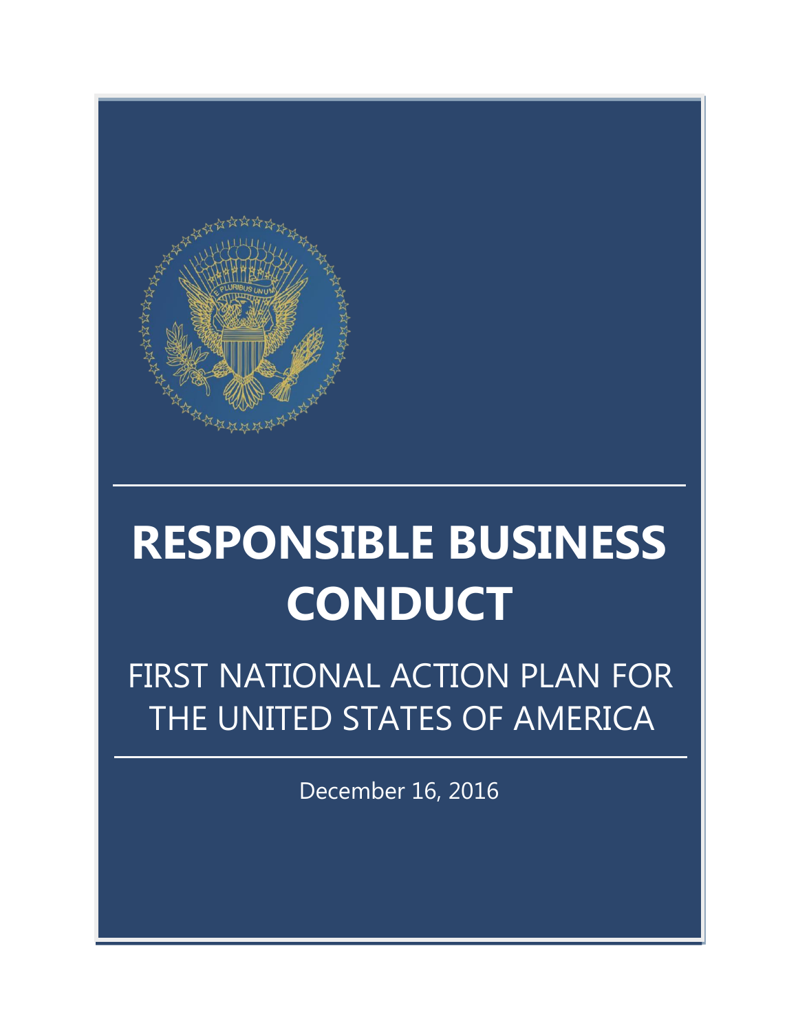# RESPONSIBLE BUSINESS CONDUCT

## FIRST NATIONAL ACTION PLAN FOR THE UNITED STATES OF AMERICA

December 16, 2016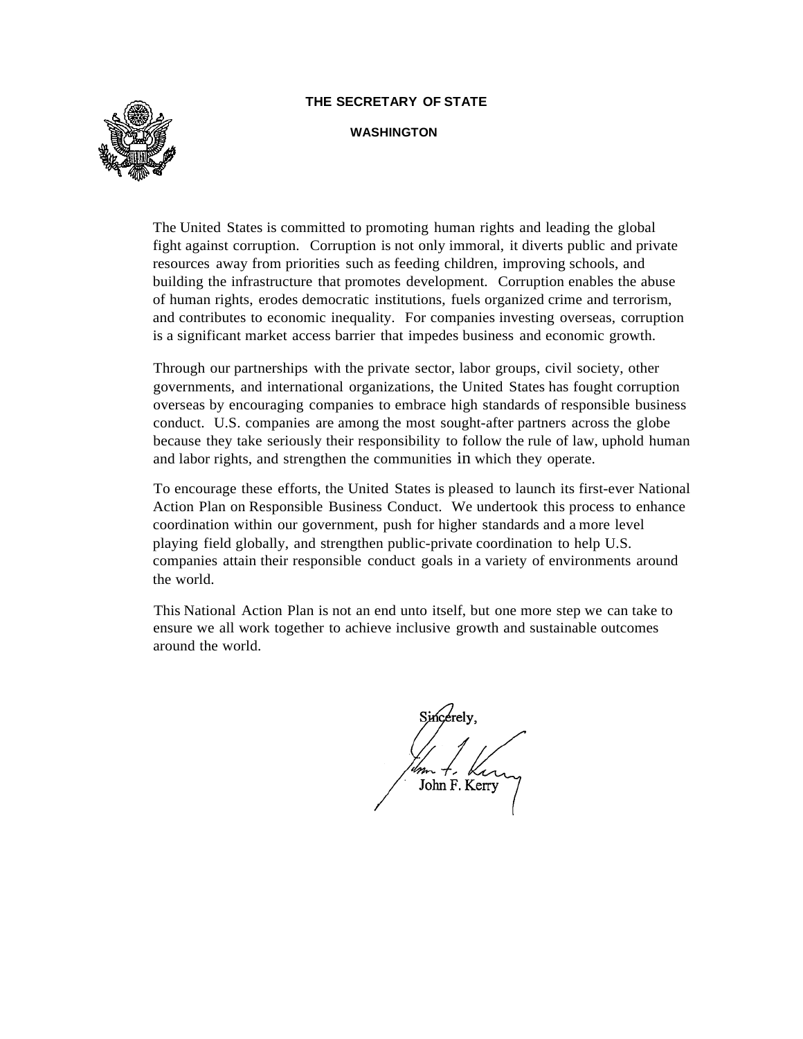**THE SECRETARY OF STATE**

**WASHINGTON**

The United States is committed to promoting human rights and leading the global fight against corruption. Corruption is not only immoral, it diverts public and private resources away from priorities such as feeding children, improving schools, and building the infrastructure that promotes development. Corruption enables the abuse of human rights, erodes democratic institutions, fuels organized crime and terrorism, and contributes to economic inequality. For companies investing overseas, corruption is a significant market access barrier that impedes business and economic growth.

Through our partnerships with the private sector, labor groups, civil society, other governments, and international organizations, the United States has fought corruption overseas by encouraging companies to embrace high standards of responsible business conduct. U.S. companies are among the most sought-after partners across the globe because they take seriously their responsibility to follow the rule of law, uphold human and labor rights, and strengthen the communities in which they operate.

To encourage these efforts, the United States is pleased to launch its first-ever National Action Plan on Responsible Business Conduct. We undertook this process to enhance coordination within our government, push for higher standards and a more level playing field globally, and strengthen public-private coordination to help U.S. companies attain their responsible conduct goals in a variety of environments around the world.

This National Action Plan is not an end unto itself, but one more step we can take to ensure we all work together to achieve inclusive growth and sustainable outcomes around the world.

Sincerely,

John F. Kerry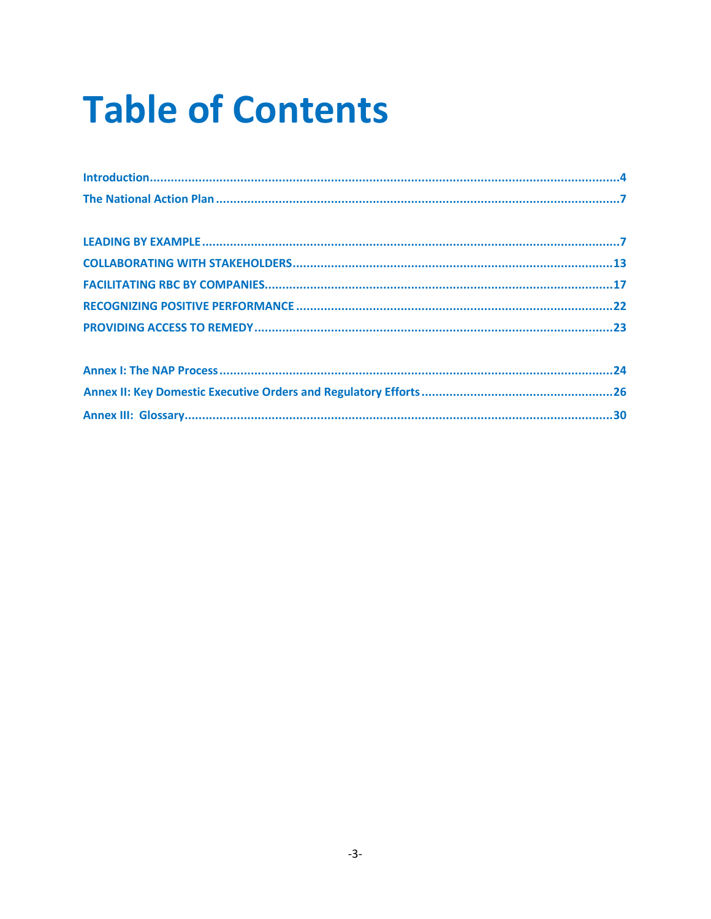# Table of Contents

Introduction....................................................................................................................................4

The National Action Plan ..............................................................................................................7

LEADING BY EXAMPLE ..................................................................................................................7

COLLABORATING WITH STAKEHOLDERS....................................................................................13

FACILITATING RBC BY COMPANIES.............................................................................................17

RECOGNIZING POSITIVE PERFORMANCE ...................................................................................22

PROVIDING ACCESS TO REMEDY .................................................................................................23

Annex I: The NAP Process ............................................................................................................24

Annex II: Key Domestic Executive Orders and Regulatory Efforts ...................................................26

Annex III: Glossary........................................................................................................................30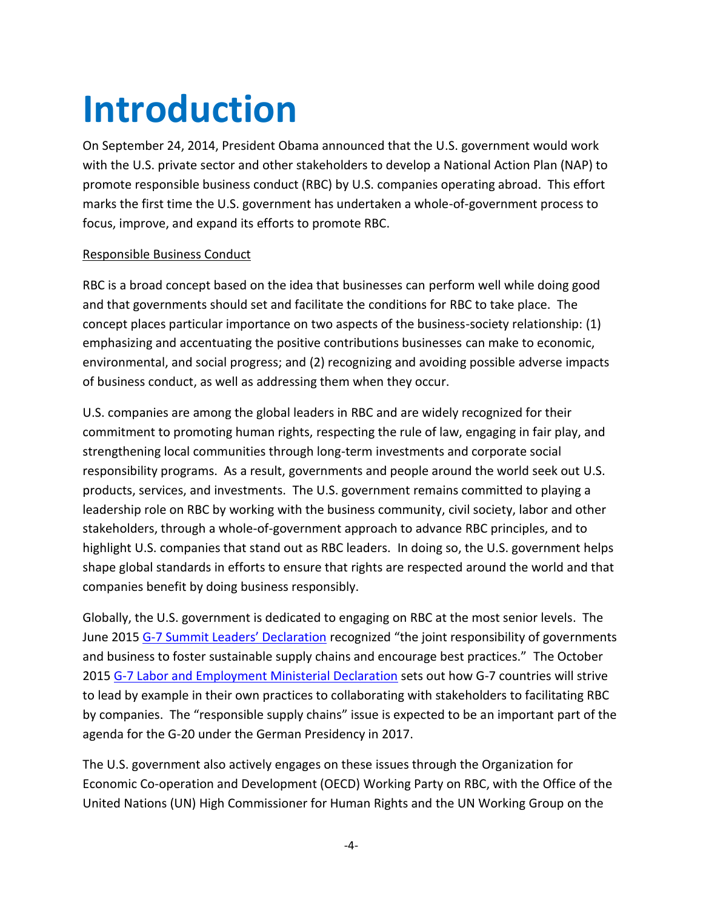# Introduction

On September 24, 2014, President Obama announced that the U.S. government would work with the U.S. private sector and other stakeholders to develop a National Action Plan (NAP) to promote responsible business conduct (RBC) by U.S. companies operating abroad. This effort marks the first time the U.S. government has undertaken a whole-of-government process to focus, improve, and expand its efforts to promote RBC.

Responsible Business Conduct

RBC is a broad concept based on the idea that businesses can perform well while doing good and that governments should set and facilitate the conditions for RBC to take place. The concept places particular importance on two aspects of the business-society relationship: (1) emphasizing and accentuating the positive contributions businesses can make to economic, environmental, and social progress; and (2) recognizing and avoiding possible adverse impacts of business conduct, as well as addressing them when they occur.

U.S. companies are among the global leaders in RBC and are widely recognized for their commitment to promoting human rights, respecting the rule of law, engaging in fair play, and strengthening local communities through long-term investments and corporate social responsibility programs. As a result, governments and people around the world seek out U.S. products, services, and investments. The U.S. government remains committed to playing a leadership role on RBC by working with the business community, civil society, labor and other stakeholders, through a whole-of-government approach to advance RBC principles, and to highlight U.S. companies that stand out as RBC leaders. In doing so, the U.S. government helps shape global standards in efforts to ensure that rights are respected around the world and that companies benefit by doing business responsibly.

Globally, the U.S. government is dedicated to engaging on RBC at the most senior levels. The June 2015 G-7 Summit Leaders' Declaration recognized "the joint responsibility of governments and business to foster sustainable supply chains and encourage best practices." The October 2015 G-7 Labor and Employment Ministerial Declaration sets out how G-7 countries will strive to lead by example in their own practices to collaborating with stakeholders to facilitating RBC by companies. The "responsible supply chains" issue is expected to be an important part of the agenda for the G-20 under the German Presidency in 2017.

The U.S. government also actively engages on these issues through the Organization for Economic Co-operation and Development (OECD) Working Party on RBC, with the Office of the United Nations (UN) High Commissioner for Human Rights and the UN Working Group on the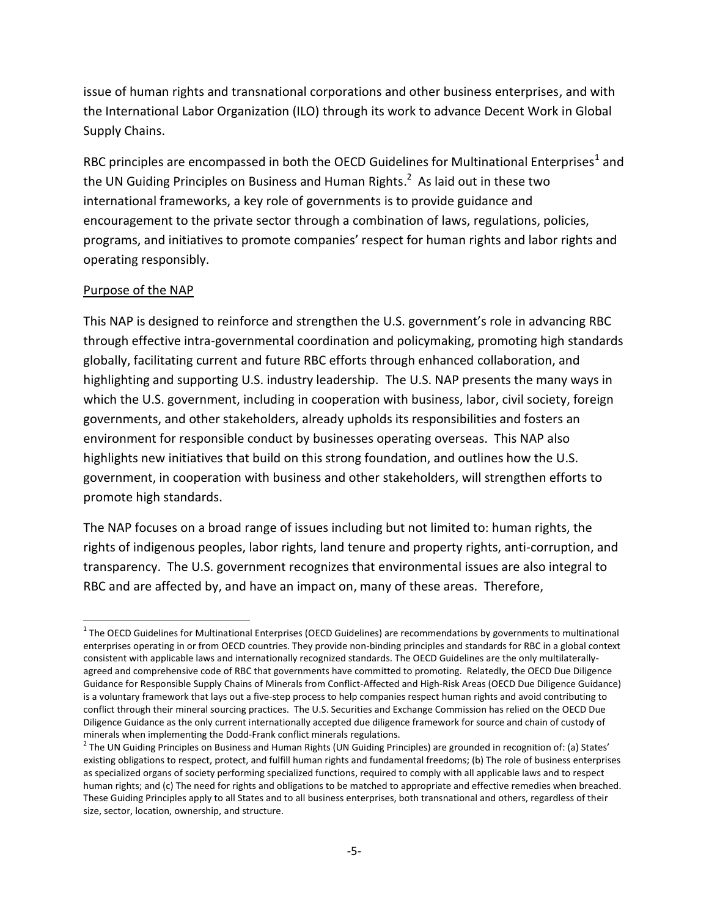issue of human rights and transnational corporations and other business enterprises, and with the International Labor Organization (ILO) through its work to advance Decent Work in Global Supply Chains.

RBC principles are encompassed in both the OECD Guidelines for Multinational Enterprises[1] and the UN Guiding Principles on Business and Human Rights.[2] As laid out in these two international frameworks, a key role of governments is to provide guidance and encouragement to the private sector through a combination of laws, regulations, policies, programs, and initiatives to promote companies' respect for human rights and labor rights and operating responsibly.

<u>Purpose of the NAP</u>

This NAP is designed to reinforce and strengthen the U.S. government's role in advancing RBC through effective intra-governmental coordination and policymaking, promoting high standards globally, facilitating current and future RBC efforts through enhanced collaboration, and highlighting and supporting U.S. industry leadership. The U.S. NAP presents the many ways in which the U.S. government, including in cooperation with business, labor, civil society, foreign governments, and other stakeholders, already upholds its responsibilities and fosters an environment for responsible conduct by businesses operating overseas. This NAP also highlights new initiatives that build on this strong foundation, and outlines how the U.S. government, in cooperation with business and other stakeholders, will strengthen efforts to promote high standards.

The NAP focuses on a broad range of issues including but not limited to: human rights, the rights of indigenous peoples, labor rights, land tenure and property rights, anti-corruption, and transparency. The U.S. government recognizes that environmental issues are also integral to RBC and are affected by, and have an impact on, many of these areas. Therefore,

---

[1] The OECD Guidelines for Multinational Enterprises (OECD Guidelines) are recommendations by governments to multinational enterprises operating in or from OECD countries. They provide non-binding principles and standards for RBC in a global context consistent with applicable laws and internationally recognized standards. The OECD Guidelines are the only multilaterally-agreed and comprehensive code of RBC that governments have committed to promoting. Relatedly, the OECD Due Diligence Guidance for Responsible Supply Chains of Minerals from Conflict-Affected and High-Risk Areas (OECD Due Diligence Guidance) is a voluntary framework that lays out a five-step process to help companies respect human rights and avoid contributing to conflict through their mineral sourcing practices. The U.S. Securities and Exchange Commission has relied on the OECD Due Diligence Guidance as the only current internationally accepted due diligence framework for source and chain of custody of minerals when implementing the Dodd-Frank conflict minerals regulations.

[2] The UN Guiding Principles on Business and Human Rights (UN Guiding Principles) are grounded in recognition of: (a) States' existing obligations to respect, protect, and fulfill human rights and fundamental freedoms; (b) The role of business enterprises as specialized organs of society performing specialized functions, required to comply with all applicable laws and to respect human rights; and (c) The need for rights and obligations to be matched to appropriate and effective remedies when breached. These Guiding Principles apply to all States and to all business enterprises, both transnational and others, regardless of their size, sector, location, ownership, and structure.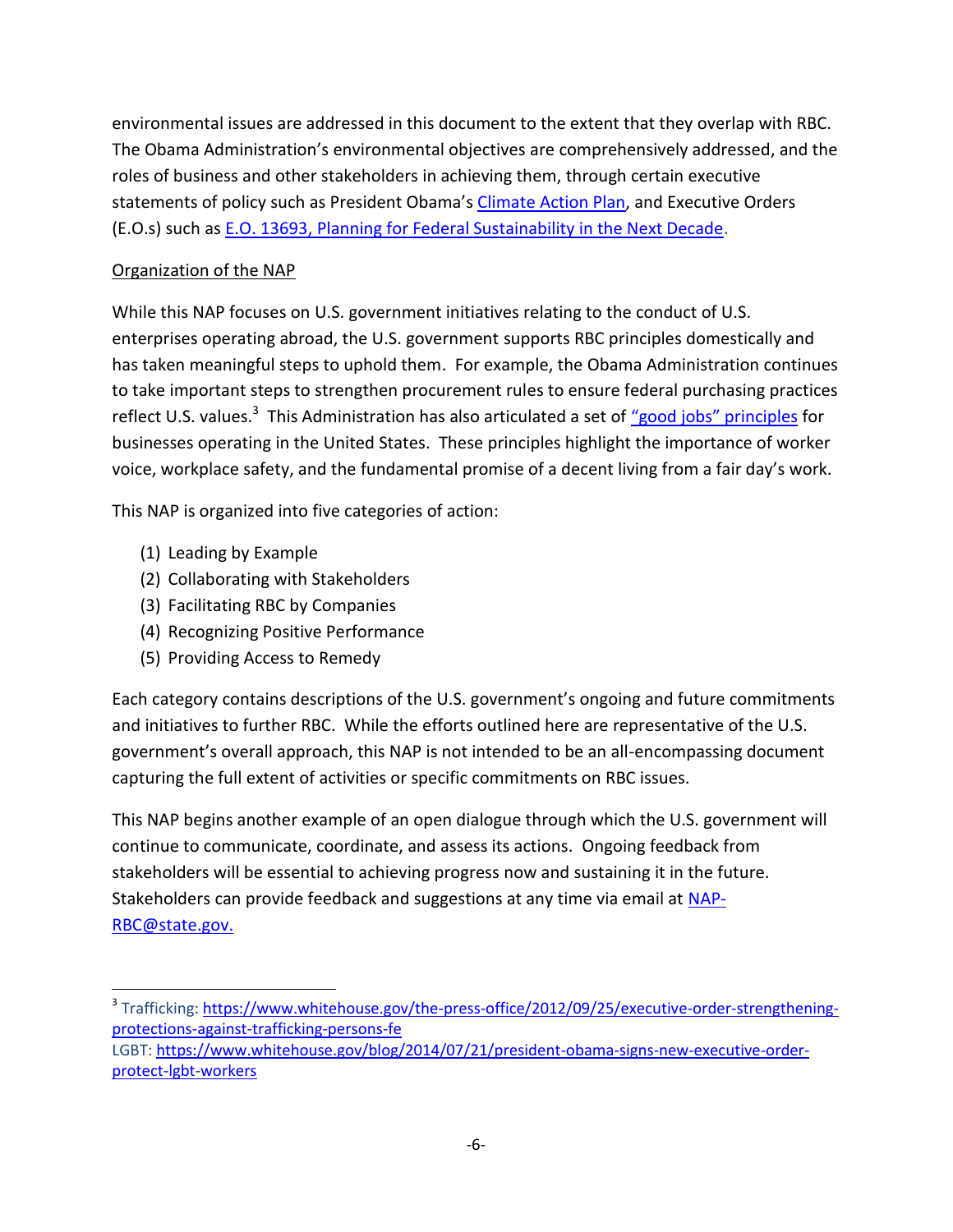environmental issues are addressed in this document to the extent that they overlap with RBC. The Obama Administration's environmental objectives are comprehensively addressed, and the roles of business and other stakeholders in achieving them, through certain executive statements of policy such as President Obama's Climate Action Plan, and Executive Orders (E.O.s) such as E.O. 13693, Planning for Federal Sustainability in the Next Decade.

Organization of the NAP

While this NAP focuses on U.S. government initiatives relating to the conduct of U.S. enterprises operating abroad, the U.S. government supports RBC principles domestically and has taken meaningful steps to uphold them. For example, the Obama Administration continues to take important steps to strengthen procurement rules to ensure federal purchasing practices reflect U.S. values.[3] This Administration has also articulated a set of "good jobs" principles for businesses operating in the United States. These principles highlight the importance of worker voice, workplace safety, and the fundamental promise of a decent living from a fair day's work.

This NAP is organized into five categories of action:

(1) Leading by Example
(2) Collaborating with Stakeholders
(3) Facilitating RBC by Companies
(4) Recognizing Positive Performance
(5) Providing Access to Remedy

Each category contains descriptions of the U.S. government's ongoing and future commitments and initiatives to further RBC. While the efforts outlined here are representative of the U.S. government's overall approach, this NAP is not intended to be an all-encompassing document capturing the full extent of activities or specific commitments on RBC issues.

This NAP begins another example of an open dialogue through which the U.S. government will continue to communicate, coordinate, and assess its actions. Ongoing feedback from stakeholders will be essential to achieving progress now and sustaining it in the future. Stakeholders can provide feedback and suggestions at any time via email at NAP-RBC@state.gov.

---

[3] Trafficking: https://www.whitehouse.gov/the-press-office/2012/09/25/executive-order-strengthening-protections-against-trafficking-persons-fe
LGBT: https://www.whitehouse.gov/blog/2014/07/21/president-obama-signs-new-executive-order-protect-lgbt-workers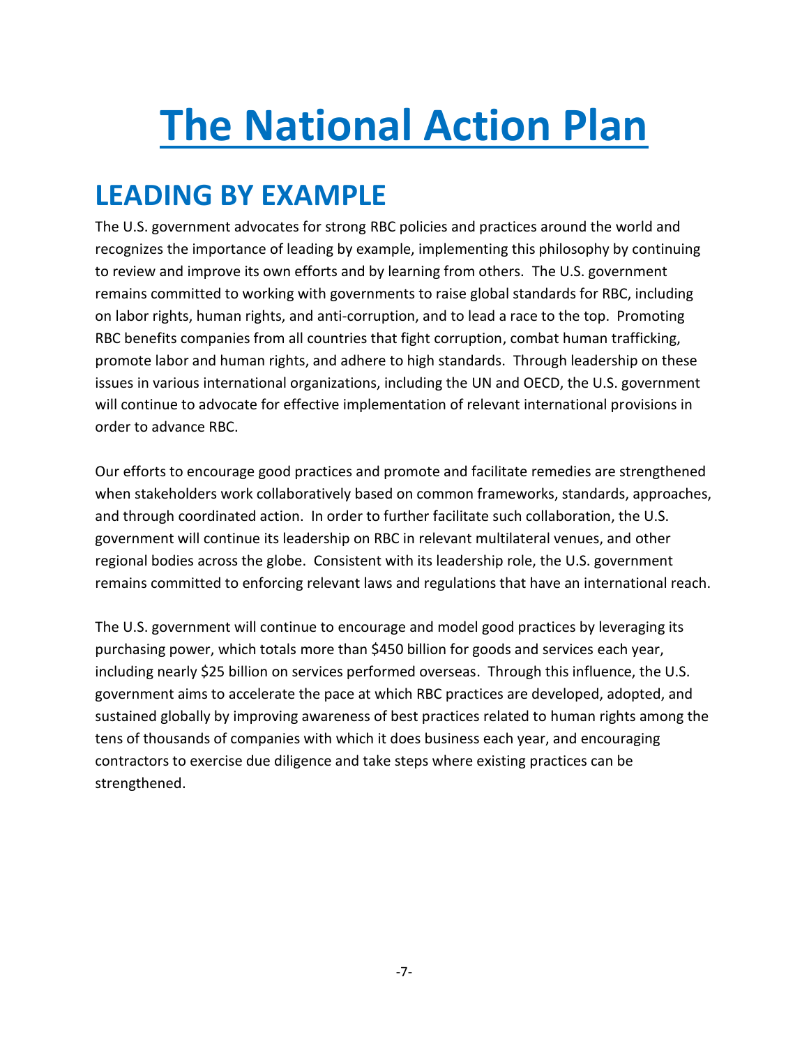# The National Action Plan

## LEADING BY EXAMPLE

The U.S. government advocates for strong RBC policies and practices around the world and recognizes the importance of leading by example, implementing this philosophy by continuing to review and improve its own efforts and by learning from others. The U.S. government remains committed to working with governments to raise global standards for RBC, including on labor rights, human rights, and anti-corruption, and to lead a race to the top. Promoting RBC benefits companies from all countries that fight corruption, combat human trafficking, promote labor and human rights, and adhere to high standards. Through leadership on these issues in various international organizations, including the UN and OECD, the U.S. government will continue to advocate for effective implementation of relevant international provisions in order to advance RBC.

Our efforts to encourage good practices and promote and facilitate remedies are strengthened when stakeholders work collaboratively based on common frameworks, standards, approaches, and through coordinated action. In order to further facilitate such collaboration, the U.S. government will continue its leadership on RBC in relevant multilateral venues, and other regional bodies across the globe. Consistent with its leadership role, the U.S. government remains committed to enforcing relevant laws and regulations that have an international reach.

The U.S. government will continue to encourage and model good practices by leveraging its purchasing power, which totals more than $450 billion for goods and services each year, including nearly $25 billion on services performed overseas. Through this influence, the U.S. government aims to accelerate the pace at which RBC practices are developed, adopted, and sustained globally by improving awareness of best practices related to human rights among the tens of thousands of companies with which it does business each year, and encouraging contractors to exercise due diligence and take steps where existing practices can be strengthened.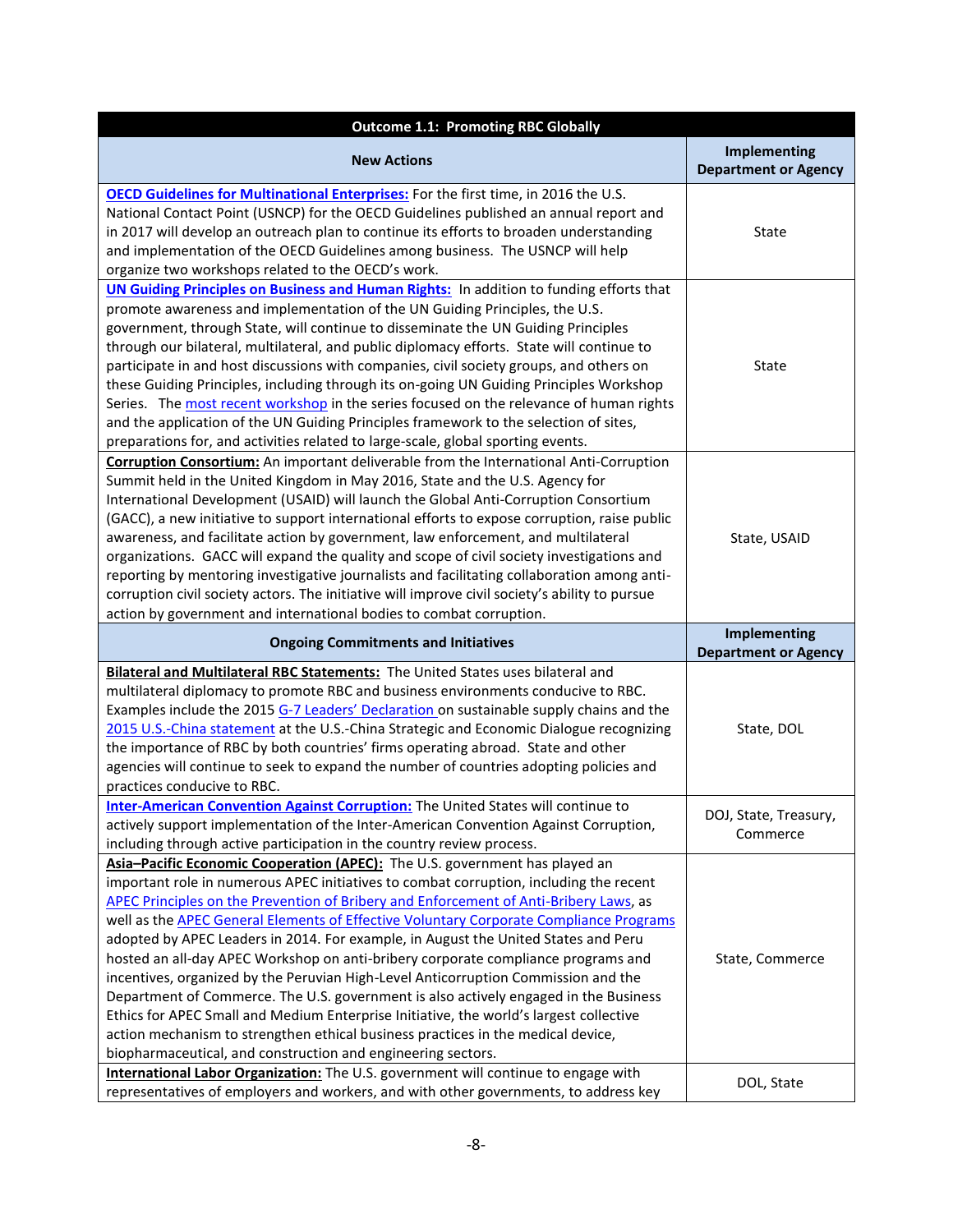| Outcome 1.1: Promoting RBC Globally | |
|---|---|
| **New Actions** | **Implementing Department or Agency** |
| **OECD Guidelines for Multinational Enterprises:** For the first time, in 2016 the U.S. National Contact Point (USNCP) for the OECD Guidelines published an annual report and in 2017 will develop an outreach plan to continue its efforts to broaden understanding and implementation of the OECD Guidelines among business. The USNCP will help organize two workshops related to the OECD's work. | State |
| **UN Guiding Principles on Business and Human Rights:** In addition to funding efforts that promote awareness and implementation of the UN Guiding Principles, the U.S. government, through State, will continue to disseminate the UN Guiding Principles through our bilateral, multilateral, and public diplomacy efforts. State will continue to participate in and host discussions with companies, civil society groups, and others on these Guiding Principles, including through its on-going UN Guiding Principles Workshop Series. The most recent workshop in the series focused on the relevance of human rights and the application of the UN Guiding Principles framework to the selection of sites, preparations for, and activities related to large-scale, global sporting events. | State |
| **Corruption Consortium:** An important deliverable from the International Anti-Corruption Summit held in the United Kingdom in May 2016, State and the U.S. Agency for International Development (USAID) will launch the Global Anti-Corruption Consortium (GACC), a new initiative to support international efforts to expose corruption, raise public awareness, and facilitate action by government, law enforcement, and multilateral organizations. GACC will expand the quality and scope of civil society investigations and reporting by mentoring investigative journalists and facilitating collaboration among anti-corruption civil society actors. The initiative will improve civil society's ability to pursue action by government and international bodies to combat corruption. | State, USAID |
| **Ongoing Commitments and Initiatives** | **Implementing Department or Agency** |
| **Bilateral and Multilateral RBC Statements:** The United States uses bilateral and multilateral diplomacy to promote RBC and business environments conducive to RBC. Examples include the 2015 G-7 Leaders' Declaration on sustainable supply chains and the 2015 U.S.-China statement at the U.S.-China Strategic and Economic Dialogue recognizing the importance of RBC by both countries' firms operating abroad. State and other agencies will continue to seek to expand the number of countries adopting policies and practices conducive to RBC. | State, DOL |
| **Inter-American Convention Against Corruption:** The United States will continue to actively support implementation of the Inter-American Convention Against Corruption, including through active participation in the country review process. | DOJ, State, Treasury, Commerce |
| **Asia–Pacific Economic Cooperation (APEC):** The U.S. government has played an important role in numerous APEC initiatives to combat corruption, including the recent APEC Principles on the Prevention of Bribery and Enforcement of Anti-Bribery Laws, as well as the APEC General Elements of Effective Voluntary Corporate Compliance Programs adopted by APEC Leaders in 2014. For example, in August the United States and Peru hosted an all-day APEC Workshop on anti-bribery corporate compliance programs and incentives, organized by the Peruvian High-Level Anticorruption Commission and the Department of Commerce. The U.S. government is also actively engaged in the Business Ethics for APEC Small and Medium Enterprise Initiative, the world's largest collective action mechanism to strengthen ethical business practices in the medical device, biopharmaceutical, and construction and engineering sectors. | State, Commerce |
| **International Labor Organization:** The U.S. government will continue to engage with representatives of employers and workers, and with other governments, to address key | DOL, State |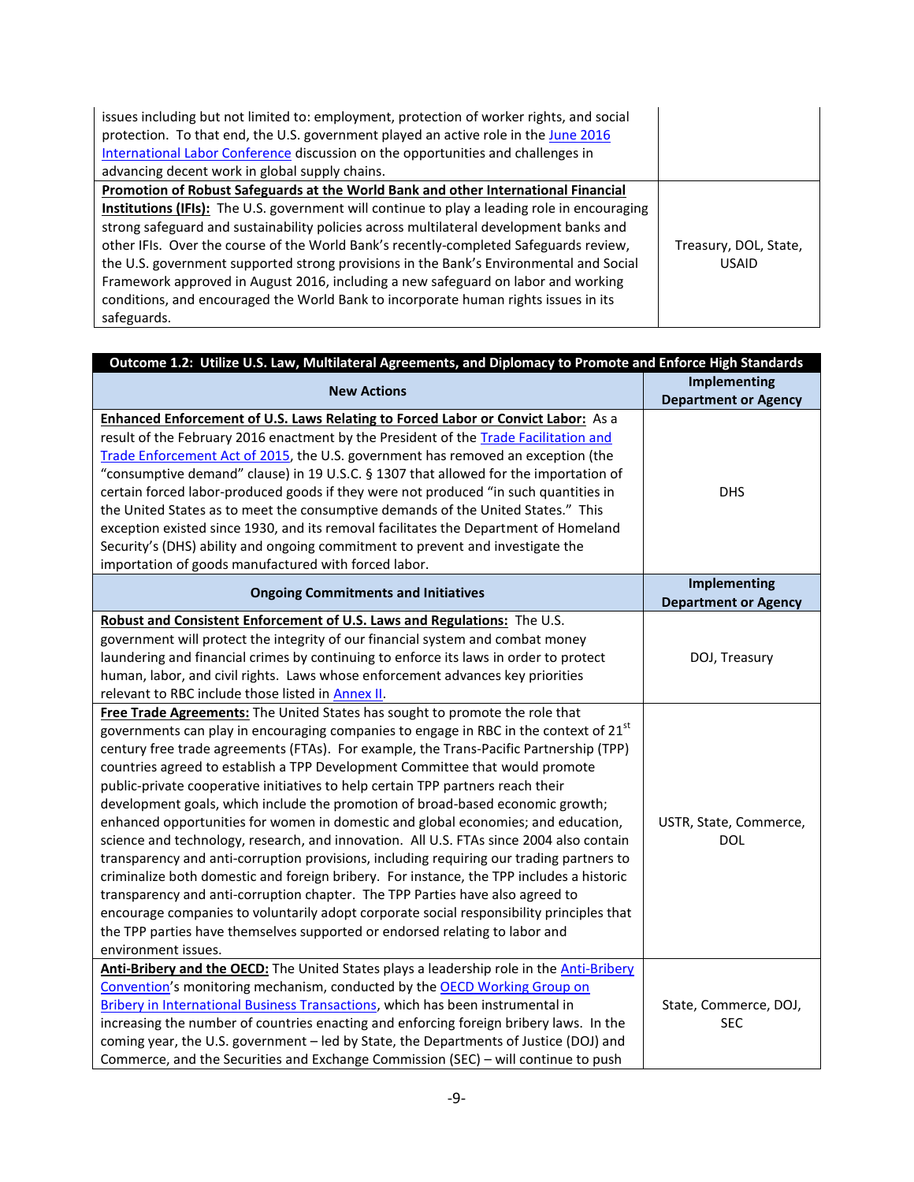| | |
|---|---|
| issues including but not limited to: employment, protection of worker rights, and social protection. To that end, the U.S. government played an active role in the June 2016 International Labor Conference discussion on the opportunities and challenges in advancing decent work in global supply chains. | |
| **Promotion of Robust Safeguards at the World Bank and other International Financial Institutions (IFIs):** The U.S. government will continue to play a leading role in encouraging strong safeguard and sustainability policies across multilateral development banks and other IFIs. Over the course of the World Bank's recently-completed Safeguards review, the U.S. government supported strong provisions in the Bank's Environmental and Social Framework approved in August 2016, including a new safeguard on labor and working conditions, and encouraged the World Bank to incorporate human rights issues in its safeguards. | Treasury, DOL, State, USAID |

| Outcome 1.2: Utilize U.S. Law, Multilateral Agreements, and Diplomacy to Promote and Enforce High Standards | |
|---|---|
| **New Actions** | **Implementing Department or Agency** |
| **Enhanced Enforcement of U.S. Laws Relating to Forced Labor or Convict Labor:** As a result of the February 2016 enactment by the President of the Trade Facilitation and Trade Enforcement Act of 2015, the U.S. government has removed an exception (the "consumptive demand" clause) in 19 U.S.C. § 1307 that allowed for the importation of certain forced labor-produced goods if they were not produced "in such quantities in the United States as to meet the consumptive demands of the United States." This exception existed since 1930, and its removal facilitates the Department of Homeland Security's (DHS) ability and ongoing commitment to prevent and investigate the importation of goods manufactured with forced labor. | DHS |
| **Ongoing Commitments and Initiatives** | **Implementing Department or Agency** |
| **Robust and Consistent Enforcement of U.S. Laws and Regulations:** The U.S. government will protect the integrity of our financial system and combat money laundering and financial crimes by continuing to enforce its laws in order to protect human, labor, and civil rights. Laws whose enforcement advances key priorities relevant to RBC include those listed in Annex II. | DOJ, Treasury |
| **Free Trade Agreements:** The United States has sought to promote the role that governments can play in encouraging companies to engage in RBC in the context of 21st century free trade agreements (FTAs). For example, the Trans-Pacific Partnership (TPP) countries agreed to establish a TPP Development Committee that would promote public-private cooperative initiatives to help certain TPP partners reach their development goals, which include the promotion of broad-based economic growth; enhanced opportunities for women in domestic and global economies; and education, science and technology, research, and innovation. All U.S. FTAs since 2004 also contain transparency and anti-corruption provisions, including requiring our trading partners to criminalize both domestic and foreign bribery. For instance, the TPP includes a historic transparency and anti-corruption chapter. The TPP Parties have also agreed to encourage companies to voluntarily adopt corporate social responsibility principles that the TPP parties have themselves supported or endorsed relating to labor and environment issues. | USTR, State, Commerce, DOL |
| **Anti-Bribery and the OECD:** The United States plays a leadership role in the Anti-Bribery Convention's monitoring mechanism, conducted by the OECD Working Group on Bribery in International Business Transactions, which has been instrumental in increasing the number of countries enacting and enforcing foreign bribery laws. In the coming year, the U.S. government – led by State, the Departments of Justice (DOJ) and Commerce, and the Securities and Exchange Commission (SEC) – will continue to push | State, Commerce, DOJ, SEC |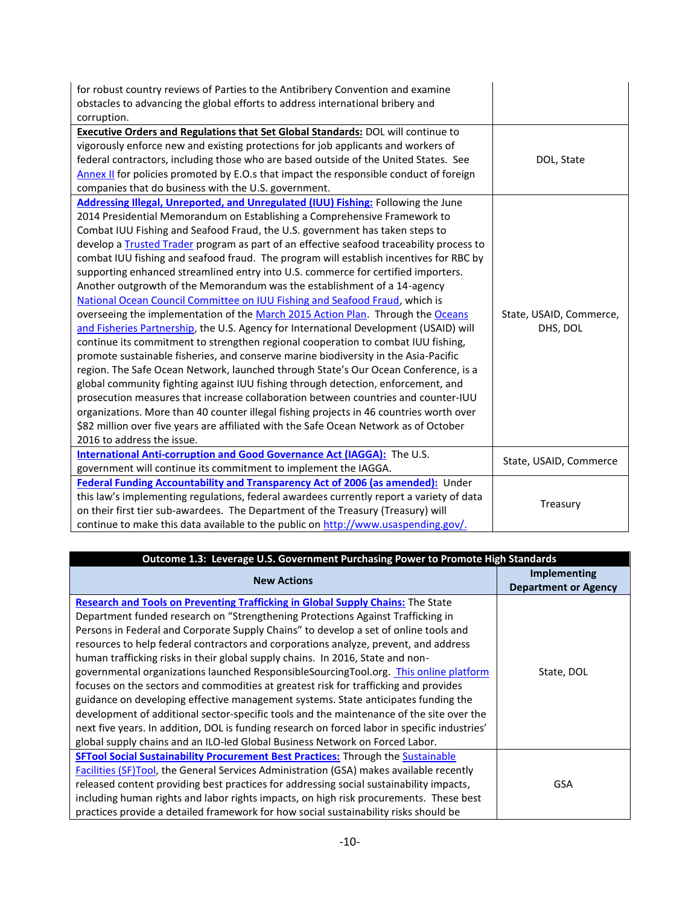| | |
|---|---|
| for robust country reviews of Parties to the Antibribery Convention and examine obstacles to advancing the global efforts to address international bribery and corruption. | |
| **Executive Orders and Regulations that Set Global Standards:** DOL will continue to vigorously enforce new and existing protections for job applicants and workers of federal contractors, including those who are based outside of the United States. See Annex II for policies promoted by E.O.s that impact the responsible conduct of foreign companies that do business with the U.S. government. | DOL, State |
| **Addressing Illegal, Unreported, and Unregulated (IUU) Fishing:** Following the June 2014 Presidential Memorandum on Establishing a Comprehensive Framework to Combat IUU Fishing and Seafood Fraud, the U.S. government has taken steps to develop a Trusted Trader program as part of an effective seafood traceability process to combat IUU fishing and seafood fraud. The program will establish incentives for RBC by supporting enhanced streamlined entry into U.S. commerce for certified importers. Another outgrowth of the Memorandum was the establishment of a 14-agency National Ocean Council Committee on IUU Fishing and Seafood Fraud, which is overseeing the implementation of the March 2015 Action Plan. Through the Oceans and Fisheries Partnership, the U.S. Agency for International Development (USAID) will continue its commitment to strengthen regional cooperation to combat IUU fishing, promote sustainable fisheries, and conserve marine biodiversity in the Asia-Pacific region. The Safe Ocean Network, launched through State's Our Ocean Conference, is a global community fighting against IUU fishing through detection, enforcement, and prosecution measures that increase collaboration between countries and counter-IUU organizations. More than 40 counter illegal fishing projects in 46 countries worth over $82 million over five years are affiliated with the Safe Ocean Network as of October 2016 to address the issue. | State, USAID, Commerce, DHS, DOL |
| **International Anti-corruption and Good Governance Act (IAGGA):** The U.S. government will continue its commitment to implement the IAGGA. | State, USAID, Commerce |
| **Federal Funding Accountability and Transparency Act of 2006 (as amended):** Under this law's implementing regulations, federal awardees currently report a variety of data on their first tier sub-awardees. The Department of the Treasury (Treasury) will continue to make this data available to the public on http://www.usaspending.gov/. | Treasury |

| **Outcome 1.3: Leverage U.S. Government Purchasing Power to Promote High Standards** | |
|---|---|
| **New Actions** | **Implementing Department or Agency** |
| **Research and Tools on Preventing Trafficking in Global Supply Chains:** The State Department funded research on "Strengthening Protections Against Trafficking in Persons in Federal and Corporate Supply Chains" to develop a set of online tools and resources to help federal contractors and corporations analyze, prevent, and address human trafficking risks in their global supply chains. In 2016, State and non-governmental organizations launched ResponsibleSourcingTool.org. This online platform focuses on the sectors and commodities at greatest risk for trafficking and provides guidance on developing effective management systems. State anticipates funding the development of additional sector-specific tools and the maintenance of the site over the next five years. In addition, DOL is funding research on forced labor in specific industries' global supply chains and an ILO-led Global Business Network on Forced Labor. | State, DOL |
| **SFTool Social Sustainability Procurement Best Practices:** Through the Sustainable Facilities (SF)Tool, the General Services Administration (GSA) makes available recently released content providing best practices for addressing social sustainability impacts, including human rights and labor rights impacts, on high risk procurements. These best practices provide a detailed framework for how social sustainability risks should be | GSA |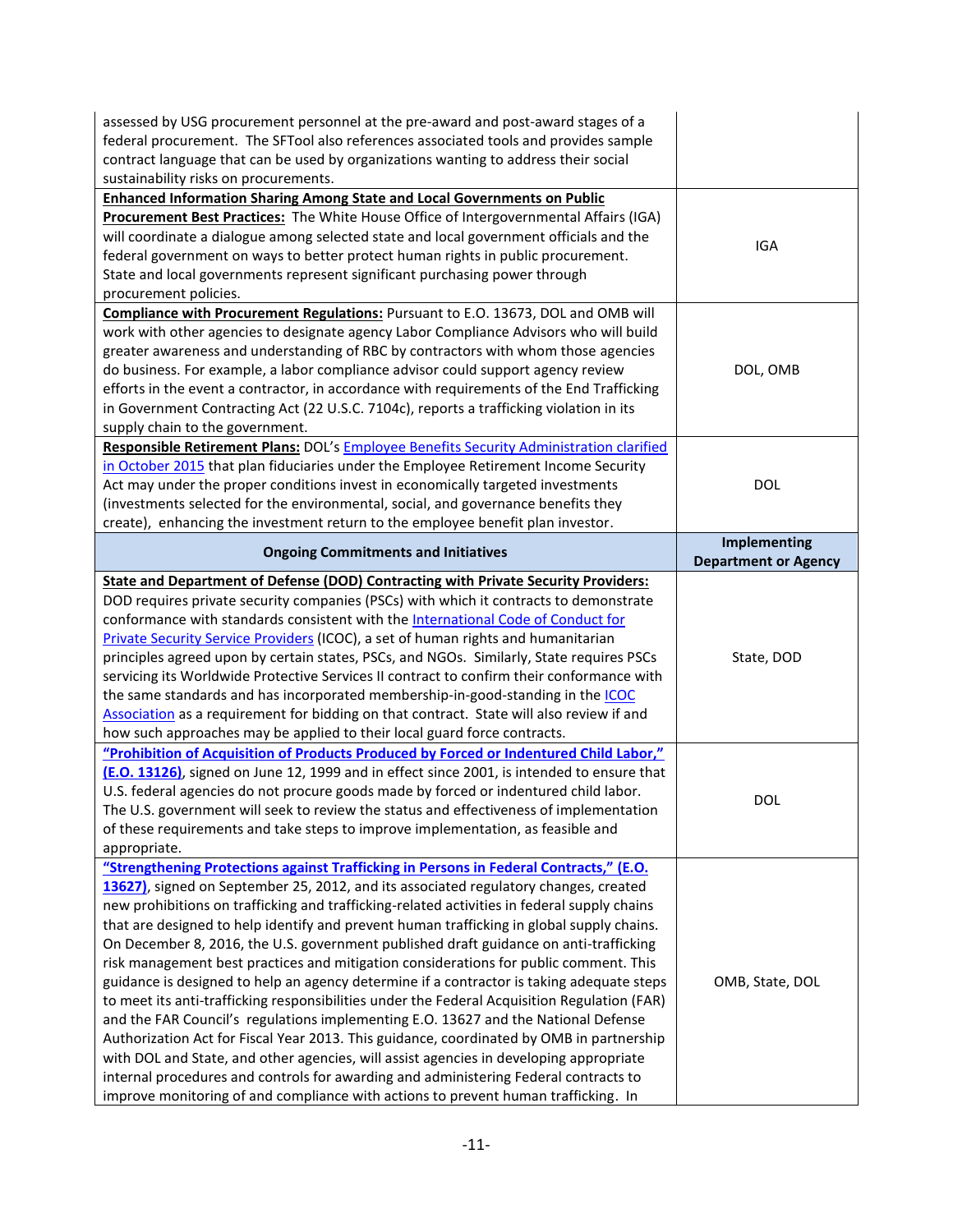| | |
|---|---|
| assessed by USG procurement personnel at the pre-award and post-award stages of a federal procurement. The SFTool also references associated tools and provides sample contract language that can be used by organizations wanting to address their social sustainability risks on procurements. | |
| **Enhanced Information Sharing Among State and Local Governments on Public Procurement Best Practices:** The White House Office of Intergovernmental Affairs (IGA) will coordinate a dialogue among selected state and local government officials and the federal government on ways to better protect human rights in public procurement. State and local governments represent significant purchasing power through procurement policies. | IGA |
| **Compliance with Procurement Regulations:** Pursuant to E.O. 13673, DOL and OMB will work with other agencies to designate agency Labor Compliance Advisors who will build greater awareness and understanding of RBC by contractors with whom those agencies do business. For example, a labor compliance advisor could support agency review efforts in the event a contractor, in accordance with requirements of the End Trafficking in Government Contracting Act (22 U.S.C. 7104c), reports a trafficking violation in its supply chain to the government. | DOL, OMB |
| **Responsible Retirement Plans:** DOL's Employee Benefits Security Administration clarified in October 2015 that plan fiduciaries under the Employee Retirement Income Security Act may under the proper conditions invest in economically targeted investments (investments selected for the environmental, social, and governance benefits they create), enhancing the investment return to the employee benefit plan investor. | DOL |
| **Ongoing Commitments and Initiatives** | **Implementing Department or Agency** |
| **State and Department of Defense (DOD) Contracting with Private Security Providers:** DOD requires private security companies (PSCs) with which it contracts to demonstrate conformance with standards consistent with the International Code of Conduct for Private Security Service Providers (ICOC), a set of human rights and humanitarian principles agreed upon by certain states, PSCs, and NGOs. Similarly, State requires PSCs servicing its Worldwide Protective Services II contract to confirm their conformance with the same standards and has incorporated membership-in-good-standing in the ICOC Association as a requirement for bidding on that contract. State will also review if and how such approaches may be applied to their local guard force contracts. | State, DOD |
| **"Prohibition of Acquisition of Products Produced by Forced or Indentured Child Labor," (E.O. 13126)**, signed on June 12, 1999 and in effect since 2001, is intended to ensure that U.S. federal agencies do not procure goods made by forced or indentured child labor. The U.S. government will seek to review the status and effectiveness of implementation of these requirements and take steps to improve implementation, as feasible and appropriate. | DOL |
| **"Strengthening Protections against Trafficking in Persons in Federal Contracts," (E.O. 13627)**, signed on September 25, 2012, and its associated regulatory changes, created new prohibitions on trafficking and trafficking-related activities in federal supply chains that are designed to help identify and prevent human trafficking in global supply chains. On December 8, 2016, the U.S. government published draft guidance on anti-trafficking risk management best practices and mitigation considerations for public comment. This guidance is designed to help an agency determine if a contractor is taking adequate steps to meet its anti-trafficking responsibilities under the Federal Acquisition Regulation (FAR) and the FAR Council's regulations implementing E.O. 13627 and the National Defense Authorization Act for Fiscal Year 2013. This guidance, coordinated by OMB in partnership with DOL and State, and other agencies, will assist agencies in developing appropriate internal procedures and controls for awarding and administering Federal contracts to improve monitoring of and compliance with actions to prevent human trafficking. In | OMB, State, DOL |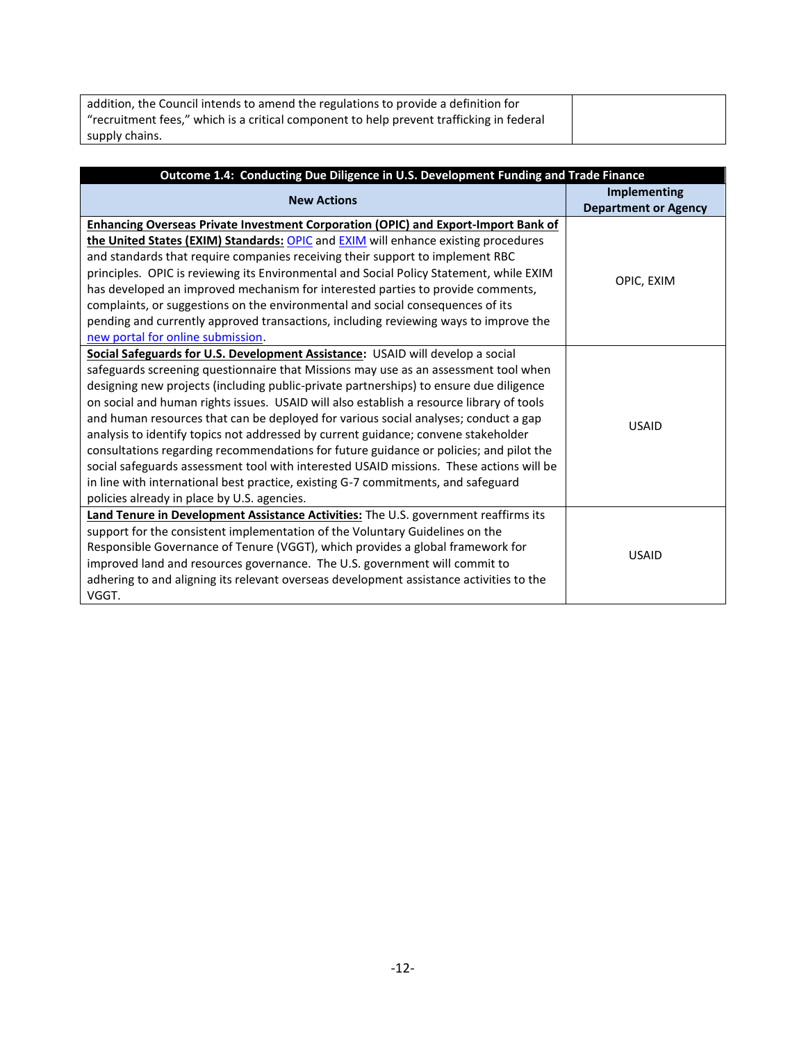| | |
|---|---|
| addition, the Council intends to amend the regulations to provide a definition for "recruitment fees," which is a critical component to help prevent trafficking in federal supply chains. | |

| Outcome 1.4: Conducting Due Diligence in U.S. Development Funding and Trade Finance | |
|---|---|
| **New Actions** | **Implementing Department or Agency** |
| **Enhancing Overseas Private Investment Corporation (OPIC) and Export-Import Bank of the United States (EXIM) Standards:** OPIC and EXIM will enhance existing procedures and standards that require companies receiving their support to implement RBC principles. OPIC is reviewing its Environmental and Social Policy Statement, while EXIM has developed an improved mechanism for interested parties to provide comments, complaints, or suggestions on the environmental and social consequences of its pending and currently approved transactions, including reviewing ways to improve the new portal for online submission. | OPIC, EXIM |
| **Social Safeguards for U.S. Development Assistance:** USAID will develop a social safeguards screening questionnaire that Missions may use as an assessment tool when designing new projects (including public-private partnerships) to ensure due diligence on social and human rights issues. USAID will also establish a resource library of tools and human resources that can be deployed for various social analyses; conduct a gap analysis to identify topics not addressed by current guidance; convene stakeholder consultations regarding recommendations for future guidance or policies; and pilot the social safeguards assessment tool with interested USAID missions. These actions will be in line with international best practice, existing G-7 commitments, and safeguard policies already in place by U.S. agencies. | USAID |
| **Land Tenure in Development Assistance Activities:** The U.S. government reaffirms its support for the consistent implementation of the Voluntary Guidelines on the Responsible Governance of Tenure (VGGT), which provides a global framework for improved land and resources governance. The U.S. government will commit to adhering to and aligning its relevant overseas development assistance activities to the VGGT. | USAID |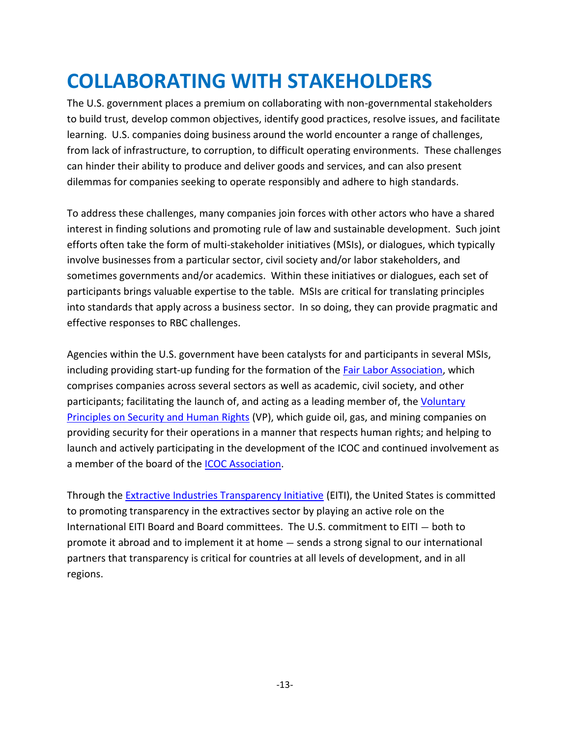# COLLABORATING WITH STAKEHOLDERS

The U.S. government places a premium on collaborating with non-governmental stakeholders to build trust, develop common objectives, identify good practices, resolve issues, and facilitate learning. U.S. companies doing business around the world encounter a range of challenges, from lack of infrastructure, to corruption, to difficult operating environments. These challenges can hinder their ability to produce and deliver goods and services, and can also present dilemmas for companies seeking to operate responsibly and adhere to high standards.

To address these challenges, many companies join forces with other actors who have a shared interest in finding solutions and promoting rule of law and sustainable development. Such joint efforts often take the form of multi-stakeholder initiatives (MSIs), or dialogues, which typically involve businesses from a particular sector, civil society and/or labor stakeholders, and sometimes governments and/or academics. Within these initiatives or dialogues, each set of participants brings valuable expertise to the table. MSIs are critical for translating principles into standards that apply across a business sector. In so doing, they can provide pragmatic and effective responses to RBC challenges.

Agencies within the U.S. government have been catalysts for and participants in several MSIs, including providing start-up funding for the formation of the Fair Labor Association, which comprises companies across several sectors as well as academic, civil society, and other participants; facilitating the launch of, and acting as a leading member of, the Voluntary Principles on Security and Human Rights (VP), which guide oil, gas, and mining companies on providing security for their operations in a manner that respects human rights; and helping to launch and actively participating in the development of the ICOC and continued involvement as a member of the board of the ICOC Association.

Through the Extractive Industries Transparency Initiative (EITI), the United States is committed to promoting transparency in the extractives sector by playing an active role on the International EITI Board and Board committees. The U.S. commitment to EITI – both to promote it abroad and to implement it at home – sends a strong signal to our international partners that transparency is critical for countries at all levels of development, and in all regions.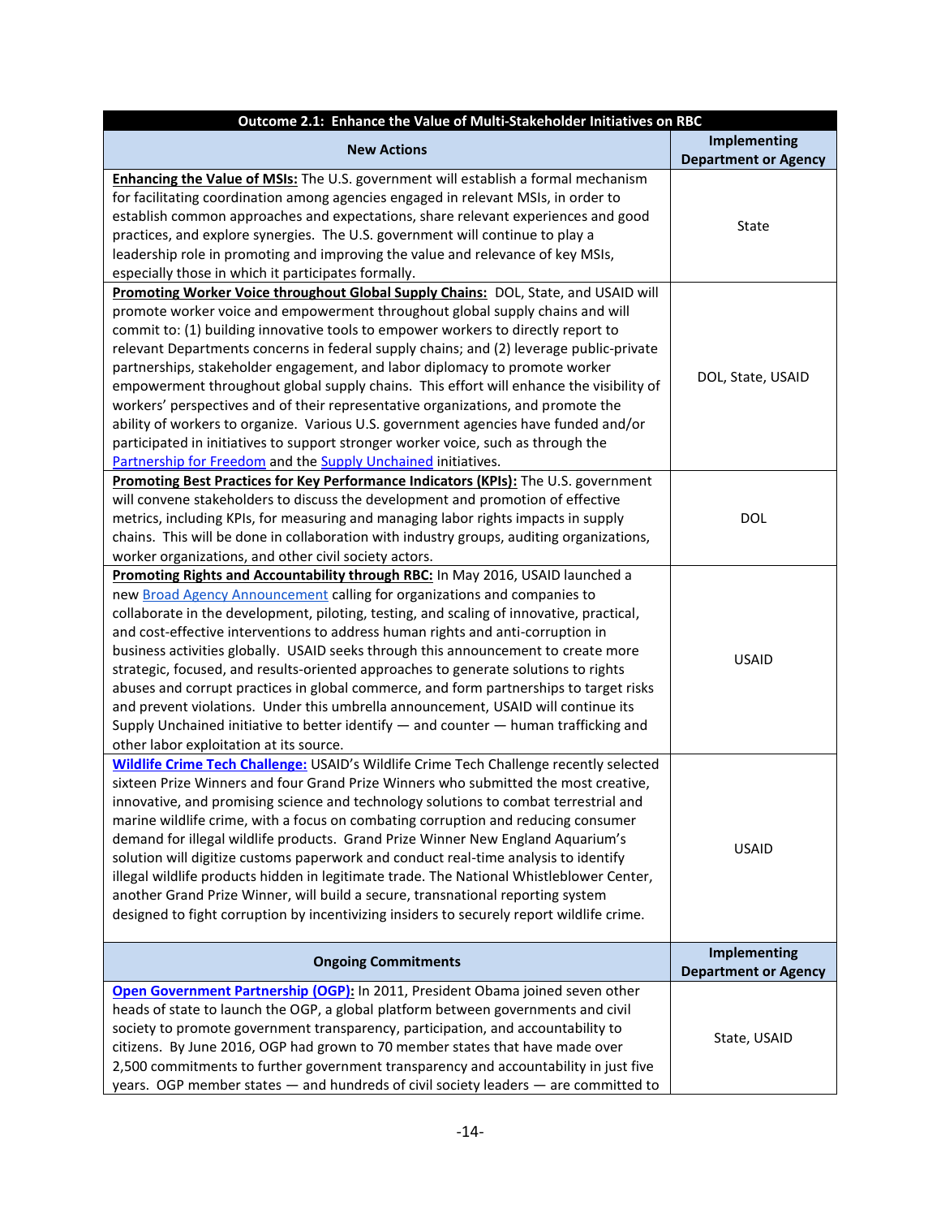| Outcome 2.1: Enhance the Value of Multi-Stakeholder Initiatives on RBC | |
|---|---|
| **New Actions** | **Implementing Department or Agency** |
| **Enhancing the Value of MSIs:** The U.S. government will establish a formal mechanism for facilitating coordination among agencies engaged in relevant MSIs, in order to establish common approaches and expectations, share relevant experiences and good practices, and explore synergies. The U.S. government will continue to play a leadership role in promoting and improving the value and relevance of key MSIs, especially those in which it participates formally. | State |
| **Promoting Worker Voice throughout Global Supply Chains:** DOL, State, and USAID will promote worker voice and empowerment throughout global supply chains and will commit to: (1) building innovative tools to empower workers to directly report to relevant Departments concerns in federal supply chains; and (2) leverage public-private partnerships, stakeholder engagement, and labor diplomacy to promote worker empowerment throughout global supply chains. This effort will enhance the visibility of workers' perspectives and of their representative organizations, and promote the ability of workers to organize. Various U.S. government agencies have funded and/or participated in initiatives to support stronger worker voice, such as through the Partnership for Freedom and the Supply Unchained initiatives. | DOL, State, USAID |
| **Promoting Best Practices for Key Performance Indicators (KPIs):** The U.S. government will convene stakeholders to discuss the development and promotion of effective metrics, including KPIs, for measuring and managing labor rights impacts in supply chains. This will be done in collaboration with industry groups, auditing organizations, worker organizations, and other civil society actors. | DOL |
| **Promoting Rights and Accountability through RBC:** In May 2016, USAID launched a new Broad Agency Announcement calling for organizations and companies to collaborate in the development, piloting, testing, and scaling of innovative, practical, and cost-effective interventions to address human rights and anti-corruption in business activities globally. USAID seeks through this announcement to create more strategic, focused, and results-oriented approaches to generate solutions to rights abuses and corrupt practices in global commerce, and form partnerships to target risks and prevent violations. Under this umbrella announcement, USAID will continue its Supply Unchained initiative to better identify — and counter — human trafficking and other labor exploitation at its source. | USAID |
| **Wildlife Crime Tech Challenge:** USAID's Wildlife Crime Tech Challenge recently selected sixteen Prize Winners and four Grand Prize Winners who submitted the most creative, innovative, and promising science and technology solutions to combat terrestrial and marine wildlife crime, with a focus on combating corruption and reducing consumer demand for illegal wildlife products. Grand Prize Winner New England Aquarium's solution will digitize customs paperwork and conduct real-time analysis to identify illegal wildlife products hidden in legitimate trade. The National Whistleblower Center, another Grand Prize Winner, will build a secure, transnational reporting system designed to fight corruption by incentivizing insiders to securely report wildlife crime. | USAID |
| **Ongoing Commitments** | **Implementing Department or Agency** |
| **Open Government Partnership (OGP):** In 2011, President Obama joined seven other heads of state to launch the OGP, a global platform between governments and civil society to promote government transparency, participation, and accountability to citizens. By June 2016, OGP had grown to 70 member states that have made over 2,500 commitments to further government transparency and accountability in just five years. OGP member states — and hundreds of civil society leaders — are committed to | State, USAID |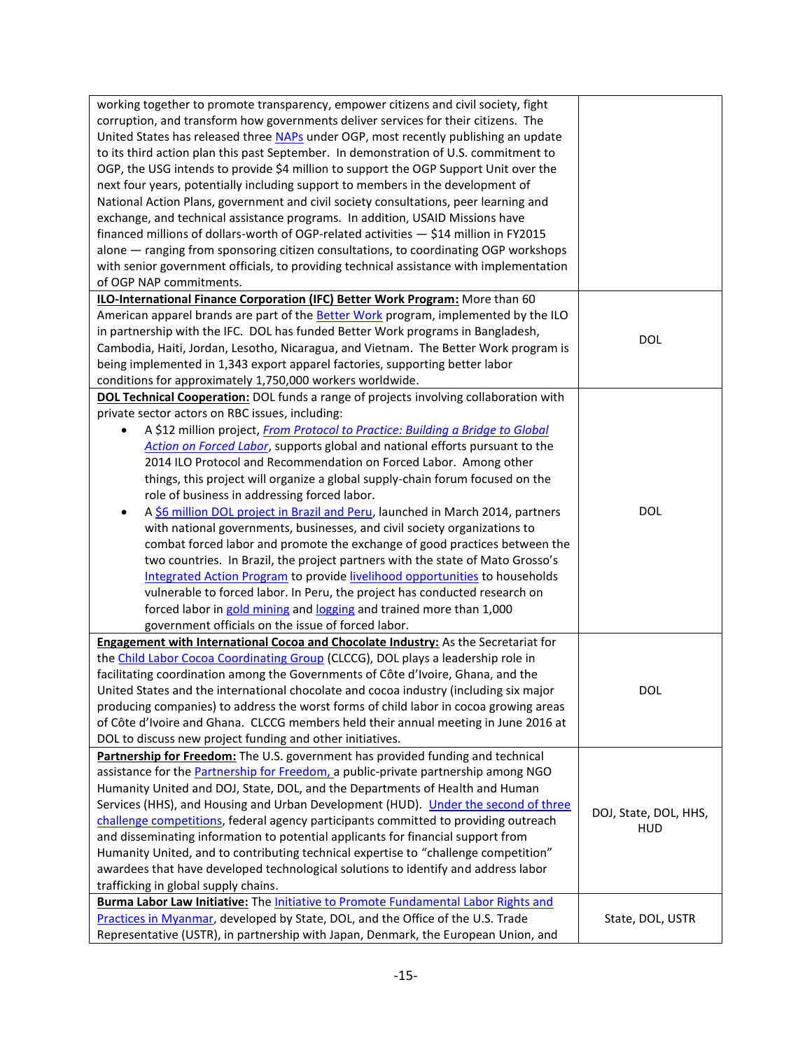| | |
|---|---|
| working together to promote transparency, empower citizens and civil society, fight corruption, and transform how governments deliver services for their citizens. The United States has released three NAPs under OGP, most recently publishing an update to its third action plan this past September. In demonstration of U.S. commitment to OGP, the USG intends to provide $4 million to support the OGP Support Unit over the next four years, potentially including support to members in the development of National Action Plans, government and civil society consultations, peer learning and exchange, and technical assistance programs. In addition, USAID Missions have financed millions of dollars-worth of OGP-related activities — $14 million in FY2015 alone — ranging from sponsoring citizen consultations, to coordinating OGP workshops with senior government officials, to providing technical assistance with implementation of OGP NAP commitments. | |
| **ILO-International Finance Corporation (IFC) Better Work Program:** More than 60 American apparel brands are part of the Better Work program, implemented by the ILO in partnership with the IFC. DOL has funded Better Work programs in Bangladesh, Cambodia, Haiti, Jordan, Lesotho, Nicaragua, and Vietnam. The Better Work program is being implemented in 1,343 export apparel factories, supporting better labor conditions for approximately 1,750,000 workers worldwide. | DOL |
| **DOL Technical Cooperation:** DOL funds a range of projects involving collaboration with private sector actors on RBC issues, including:<br>• A $12 million project, *From Protocol to Practice: Building a Bridge to Global Action on Forced Labor*, supports global and national efforts pursuant to the 2014 ILO Protocol and Recommendation on Forced Labor. Among other things, this project will organize a global supply-chain forum focused on the role of business in addressing forced labor.<br>• A $6 million DOL project in Brazil and Peru, launched in March 2014, partners with national governments, businesses, and civil society organizations to combat forced labor and promote the exchange of good practices between the two countries. In Brazil, the project partners with the state of Mato Grosso's Integrated Action Program to provide livelihood opportunities to households vulnerable to forced labor. In Peru, the project has conducted research on forced labor in gold mining and logging and trained more than 1,000 government officials on the issue of forced labor. | DOL |
| **Engagement with International Cocoa and Chocolate Industry:** As the Secretariat for the Child Labor Cocoa Coordinating Group (CLCCG), DOL plays a leadership role in facilitating coordination among the Governments of Côte d'Ivoire, Ghana, and the United States and the international chocolate and cocoa industry (including six major producing companies) to address the worst forms of child labor in cocoa growing areas of Côte d'Ivoire and Ghana. CLCCG members held their annual meeting in June 2016 at DOL to discuss new project funding and other initiatives. | DOL |
| **Partnership for Freedom:** The U.S. government has provided funding and technical assistance for the Partnership for Freedom, a public-private partnership among NGO Humanity United and DOJ, State, DOL, and the Departments of Health and Human Services (HHS), and Housing and Urban Development (HUD). Under the second of three challenge competitions, federal agency participants committed to providing outreach and disseminating information to potential applicants for financial support from Humanity United, and to contributing technical expertise to "challenge competition" awardees that have developed technological solutions to identify and address labor trafficking in global supply chains. | DOJ, State, DOL, HHS, HUD |
| **Burma Labor Law Initiative:** The Initiative to Promote Fundamental Labor Rights and Practices in Myanmar, developed by State, DOL, and the Office of the U.S. Trade Representative (USTR), in partnership with Japan, Denmark, the European Union, and | State, DOL, USTR |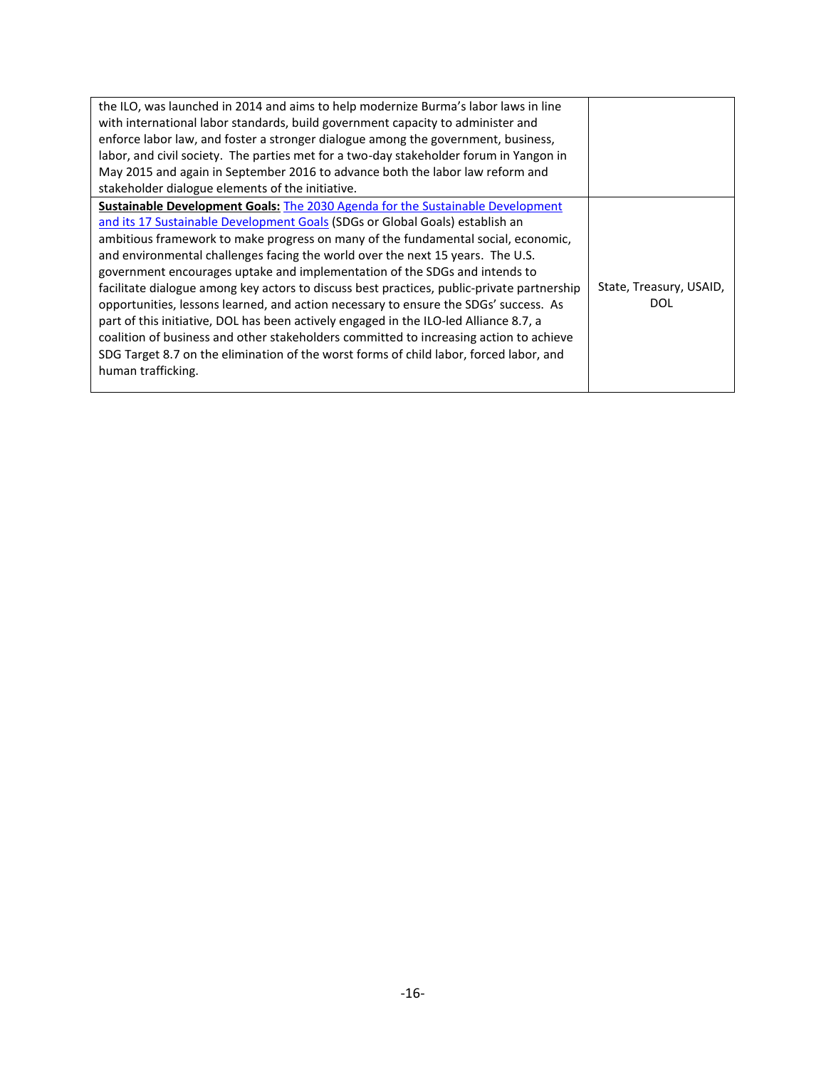| | |
|---|---|
| the ILO, was launched in 2014 and aims to help modernize Burma's labor laws in line with international labor standards, build government capacity to administer and enforce labor law, and foster a stronger dialogue among the government, business, labor, and civil society. The parties met for a two-day stakeholder forum in Yangon in May 2015 and again in September 2016 to advance both the labor law reform and stakeholder dialogue elements of the initiative. | |
| **Sustainable Development Goals:** The 2030 Agenda for the Sustainable Development and its 17 Sustainable Development Goals (SDGs or Global Goals) establish an ambitious framework to make progress on many of the fundamental social, economic, and environmental challenges facing the world over the next 15 years. The U.S. government encourages uptake and implementation of the SDGs and intends to facilitate dialogue among key actors to discuss best practices, public-private partnership opportunities, lessons learned, and action necessary to ensure the SDGs' success. As part of this initiative, DOL has been actively engaged in the ILO-led Alliance 8.7, a coalition of business and other stakeholders committed to increasing action to achieve SDG Target 8.7 on the elimination of the worst forms of child labor, forced labor, and human trafficking. | State, Treasury, USAID, DOL |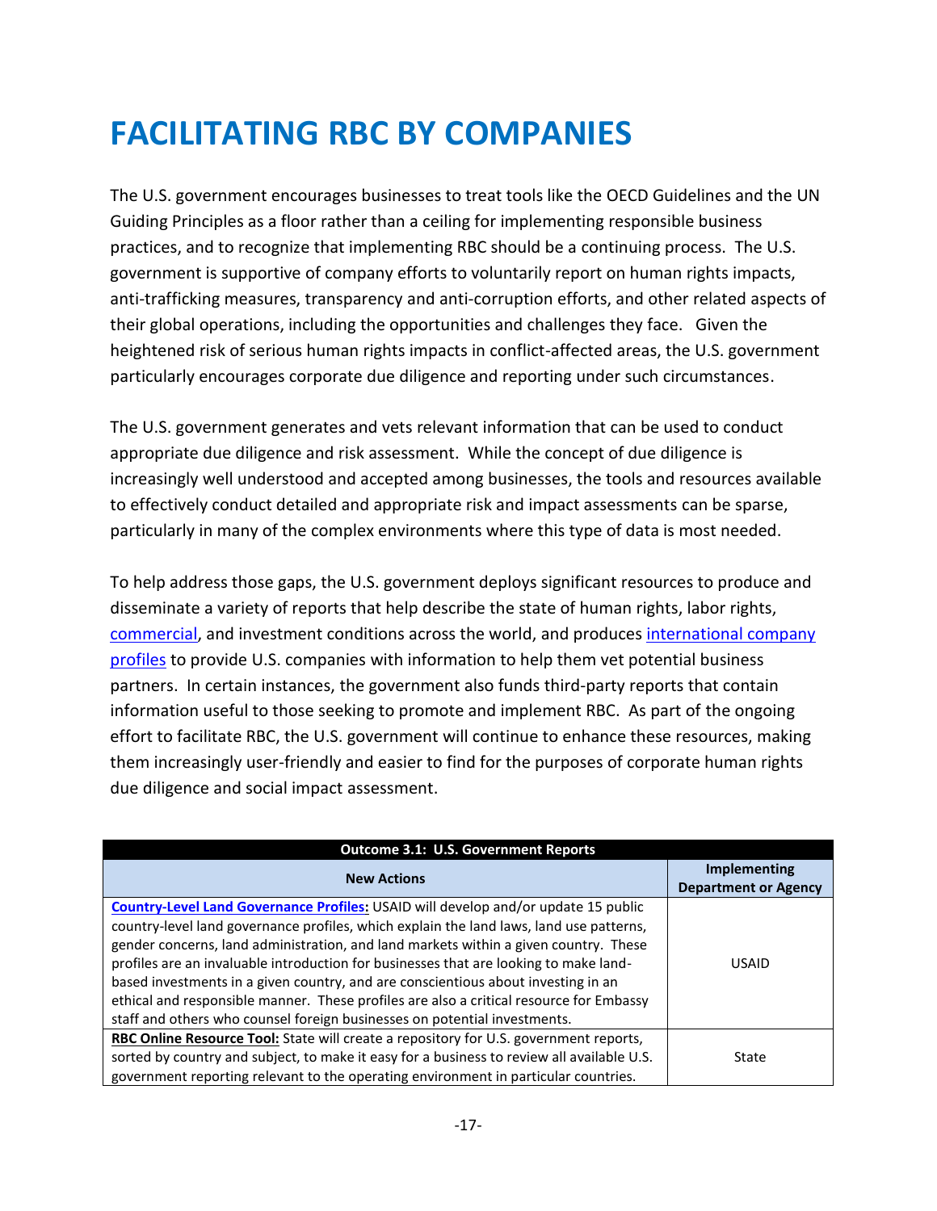# FACILITATING RBC BY COMPANIES

The U.S. government encourages businesses to treat tools like the OECD Guidelines and the UN Guiding Principles as a floor rather than a ceiling for implementing responsible business practices, and to recognize that implementing RBC should be a continuing process. The U.S. government is supportive of company efforts to voluntarily report on human rights impacts, anti-trafficking measures, transparency and anti-corruption efforts, and other related aspects of their global operations, including the opportunities and challenges they face. Given the heightened risk of serious human rights impacts in conflict-affected areas, the U.S. government particularly encourages corporate due diligence and reporting under such circumstances.

The U.S. government generates and vets relevant information that can be used to conduct appropriate due diligence and risk assessment. While the concept of due diligence is increasingly well understood and accepted among businesses, the tools and resources available to effectively conduct detailed and appropriate risk and impact assessments can be sparse, particularly in many of the complex environments where this type of data is most needed.

To help address those gaps, the U.S. government deploys significant resources to produce and disseminate a variety of reports that help describe the state of human rights, labor rights, commercial, and investment conditions across the world, and produces international company profiles to provide U.S. companies with information to help them vet potential business partners. In certain instances, the government also funds third-party reports that contain information useful to those seeking to promote and implement RBC. As part of the ongoing effort to facilitate RBC, the U.S. government will continue to enhance these resources, making them increasingly user-friendly and easier to find for the purposes of corporate human rights due diligence and social impact assessment.

| **Outcome 3.1: U.S. Government Reports** | |
|---|---|
| **New Actions** | **Implementing Department or Agency** |
| **Country-Level Land Governance Profiles:** USAID will develop and/or update 15 public country-level land governance profiles, which explain the land laws, land use patterns, gender concerns, land administration, and land markets within a given country. These profiles are an invaluable introduction for businesses that are looking to make land-based investments in a given country, and are conscientious about investing in an ethical and responsible manner. These profiles are also a critical resource for Embassy staff and others who counsel foreign businesses on potential investments. | USAID |
| **RBC Online Resource Tool:** State will create a repository for U.S. government reports, sorted by country and subject, to make it easy for a business to review all available U.S. government reporting relevant to the operating environment in particular countries. | State |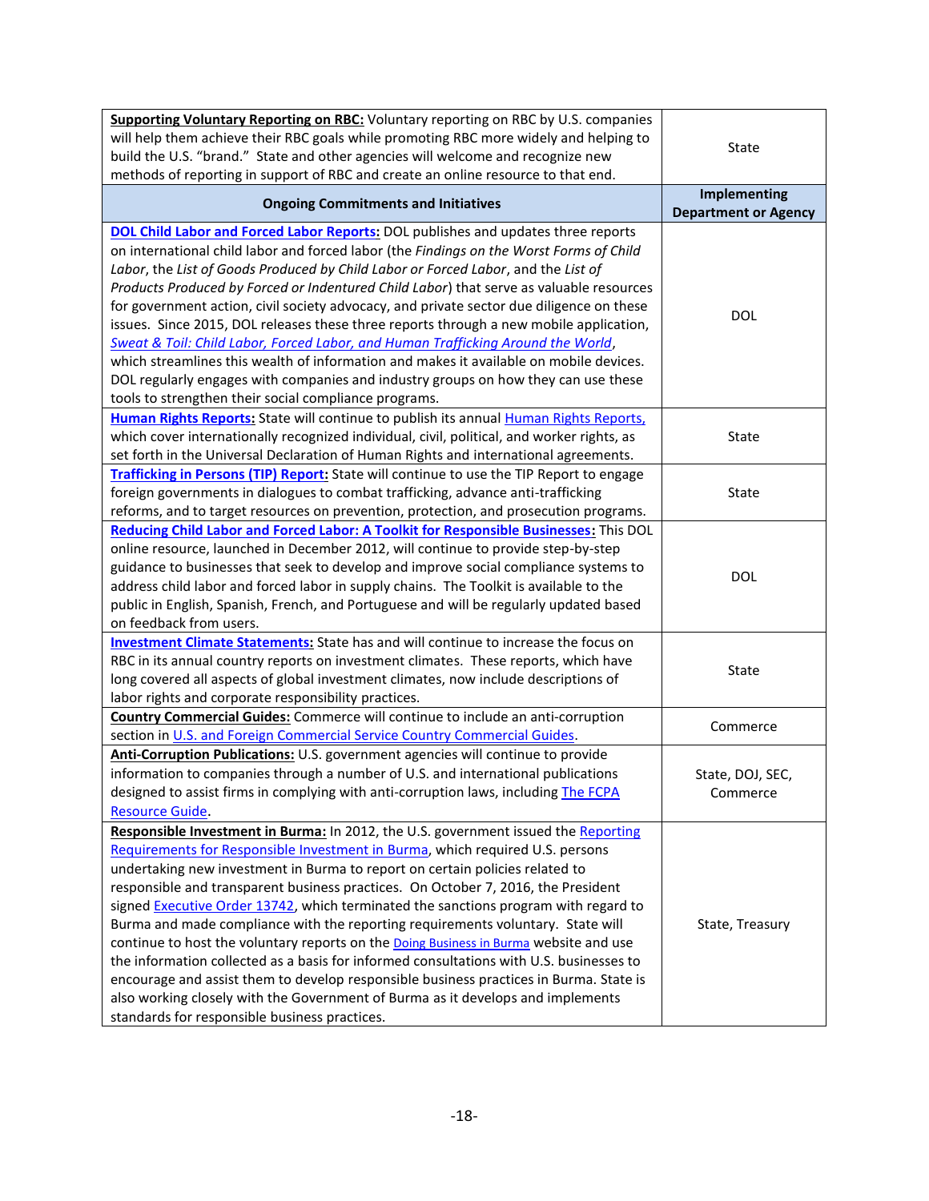| | |
|---|---|
| **Supporting Voluntary Reporting on RBC:** Voluntary reporting on RBC by U.S. companies will help them achieve their RBC goals while promoting RBC more widely and helping to build the U.S. "brand." State and other agencies will welcome and recognize new methods of reporting in support of RBC and create an online resource to that end. | State |
| **Ongoing Commitments and Initiatives** | **Implementing Department or Agency** |
| **DOL Child Labor and Forced Labor Reports:** DOL publishes and updates three reports on international child labor and forced labor (the *Findings on the Worst Forms of Child Labor*, the *List of Goods Produced by Child Labor or Forced Labor*, and the *List of Products Produced by Forced or Indentured Child Labor*) that serve as valuable resources for government action, civil society advocacy, and private sector due diligence on these issues. Since 2015, DOL releases these three reports through a new mobile application, *Sweat & Toil: Child Labor, Forced Labor, and Human Trafficking Around the World*, which streamlines this wealth of information and makes it available on mobile devices. DOL regularly engages with companies and industry groups on how they can use these tools to strengthen their social compliance programs. | DOL |
| **Human Rights Reports:** State will continue to publish its annual Human Rights Reports, which cover internationally recognized individual, civil, political, and worker rights, as set forth in the Universal Declaration of Human Rights and international agreements. | State |
| **Trafficking in Persons (TIP) Report:** State will continue to use the TIP Report to engage foreign governments in dialogues to combat trafficking, advance anti-trafficking reforms, and to target resources on prevention, protection, and prosecution programs. | State |
| **Reducing Child Labor and Forced Labor: A Toolkit for Responsible Businesses:** This DOL online resource, launched in December 2012, will continue to provide step-by-step guidance to businesses that seek to develop and improve social compliance systems to address child labor and forced labor in supply chains. The Toolkit is available to the public in English, Spanish, French, and Portuguese and will be regularly updated based on feedback from users. | DOL |
| **Investment Climate Statements:** State has and will continue to increase the focus on RBC in its annual country reports on investment climates. These reports, which have long covered all aspects of global investment climates, now include descriptions of labor rights and corporate responsibility practices. | State |
| **Country Commercial Guides:** Commerce will continue to include an anti-corruption section in U.S. and Foreign Commercial Service Country Commercial Guides. | Commerce |
| **Anti-Corruption Publications:** U.S. government agencies will continue to provide information to companies through a number of U.S. and international publications designed to assist firms in complying with anti-corruption laws, including The FCPA Resource Guide. | State, DOJ, SEC, Commerce |
| **Responsible Investment in Burma:** In 2012, the U.S. government issued the Reporting Requirements for Responsible Investment in Burma, which required U.S. persons undertaking new investment in Burma to report on certain policies related to responsible and transparent business practices. On October 7, 2016, the President signed Executive Order 13742, which terminated the sanctions program with regard to Burma and made compliance with the reporting requirements voluntary. State will continue to host the voluntary reports on the Doing Business in Burma website and use the information collected as a basis for informed consultations with U.S. businesses to encourage and assist them to develop responsible business practices in Burma. State is also working closely with the Government of Burma as it develops and implements standards for responsible business practices. | State, Treasury |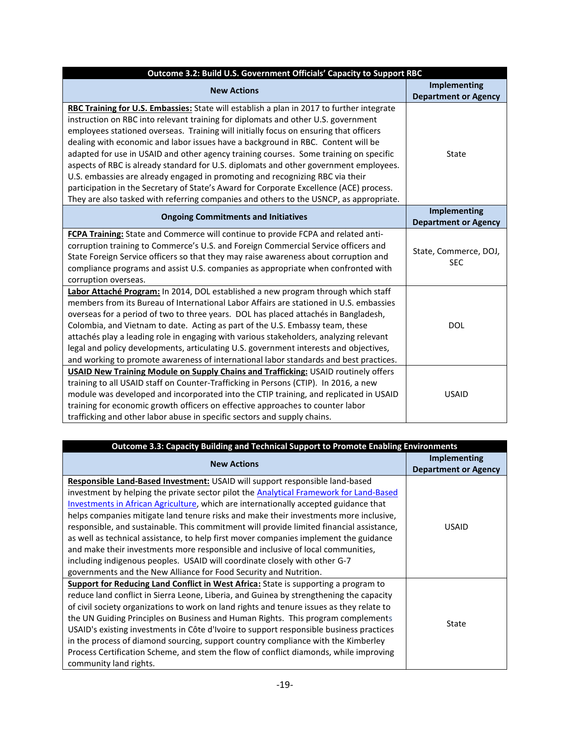| Outcome 3.2: Build U.S. Government Officials' Capacity to Support RBC | |
|---|---|
| **New Actions** | **Implementing Department or Agency** |
| **RBC Training for U.S. Embassies:** State will establish a plan in 2017 to further integrate instruction on RBC into relevant training for diplomats and other U.S. government employees stationed overseas. Training will initially focus on ensuring that officers dealing with economic and labor issues have a background in RBC. Content will be adapted for use in USAID and other agency training courses. Some training on specific aspects of RBC is already standard for U.S. diplomats and other government employees. U.S. embassies are already engaged in promoting and recognizing RBC via their participation in the Secretary of State's Award for Corporate Excellence (ACE) process. They are also tasked with referring companies and others to the USNCP, as appropriate. | State |
| **Ongoing Commitments and Initiatives** | **Implementing Department or Agency** |
| **FCPA Training:** State and Commerce will continue to provide FCPA and related anti-corruption training to Commerce's U.S. and Foreign Commercial Service officers and State Foreign Service officers so that they may raise awareness about corruption and compliance programs and assist U.S. companies as appropriate when confronted with corruption overseas. | State, Commerce, DOJ, SEC |
| **Labor Attaché Program:** In 2014, DOL established a new program through which staff members from its Bureau of International Labor Affairs are stationed in U.S. embassies overseas for a period of two to three years. DOL has placed attachés in Bangladesh, Colombia, and Vietnam to date. Acting as part of the U.S. Embassy team, these attachés play a leading role in engaging with various stakeholders, analyzing relevant legal and policy developments, articulating U.S. government interests and objectives, and working to promote awareness of international labor standards and best practices. | DOL |
| **USAID New Training Module on Supply Chains and Trafficking:** USAID routinely offers training to all USAID staff on Counter-Trafficking in Persons (CTIP). In 2016, a new module was developed and incorporated into the CTIP training, and replicated in USAID training for economic growth officers on effective approaches to counter labor trafficking and other labor abuse in specific sectors and supply chains. | USAID |

| Outcome 3.3: Capacity Building and Technical Support to Promote Enabling Environments | |
|---|---|
| **New Actions** | **Implementing Department or Agency** |
| **Responsible Land-Based Investment:** USAID will support responsible land-based investment by helping the private sector pilot the Analytical Framework for Land-Based Investments in African Agriculture, which are internationally accepted guidance that helps companies mitigate land tenure risks and make their investments more inclusive, responsible, and sustainable. This commitment will provide limited financial assistance, as well as technical assistance, to help first mover companies implement the guidance and make their investments more responsible and inclusive of local communities, including indigenous peoples. USAID will coordinate closely with other G-7 governments and the New Alliance for Food Security and Nutrition. | USAID |
| **Support for Reducing Land Conflict in West Africa:** State is supporting a program to reduce land conflict in Sierra Leone, Liberia, and Guinea by strengthening the capacity of civil society organizations to work on land rights and tenure issues as they relate to the UN Guiding Principles on Business and Human Rights. This program complements USAID's existing investments in Côte d'Ivoire to support responsible business practices in the process of diamond sourcing, support country compliance with the Kimberley Process Certification Scheme, and stem the flow of conflict diamonds, while improving community land rights. | State |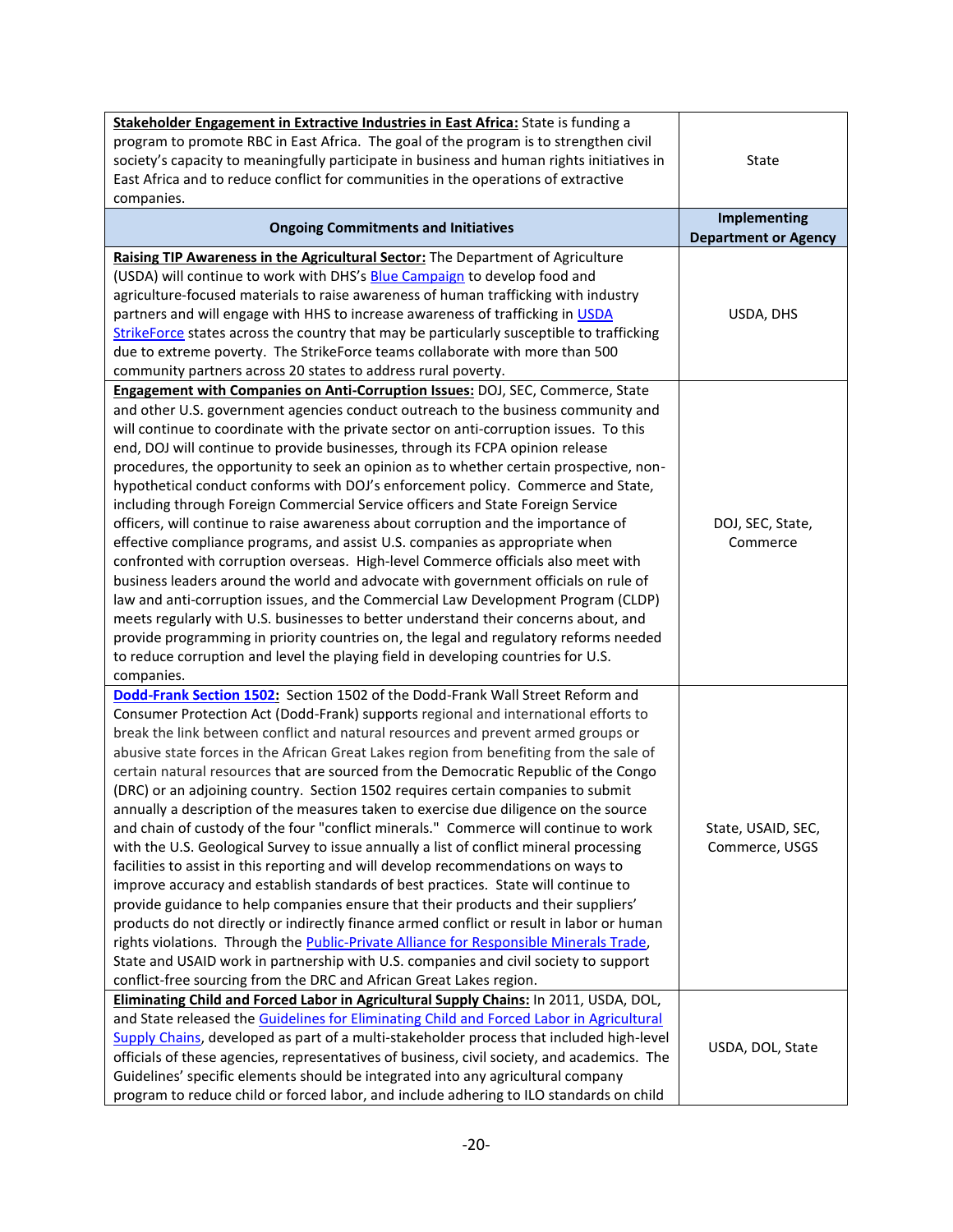| | |
|---|---|
| **Stakeholder Engagement in Extractive Industries in East Africa:** State is funding a program to promote RBC in East Africa. The goal of the program is to strengthen civil society's capacity to meaningfully participate in business and human rights initiatives in East Africa and to reduce conflict for communities in the operations of extractive companies. | State |
| **Ongoing Commitments and Initiatives** | **Implementing Department or Agency** |
| **Raising TIP Awareness in the Agricultural Sector:** The Department of Agriculture (USDA) will continue to work with DHS's Blue Campaign to develop food and agriculture-focused materials to raise awareness of human trafficking with industry partners and will engage with HHS to increase awareness of trafficking in USDA StrikeForce states across the country that may be particularly susceptible to trafficking due to extreme poverty. The StrikeForce teams collaborate with more than 500 community partners across 20 states to address rural poverty. | USDA, DHS |
| **Engagement with Companies on Anti-Corruption Issues:** DOJ, SEC, Commerce, State and other U.S. government agencies conduct outreach to the business community and will continue to coordinate with the private sector on anti-corruption issues. To this end, DOJ will continue to provide businesses, through its FCPA opinion release procedures, the opportunity to seek an opinion as to whether certain prospective, non-hypothetical conduct conforms with DOJ's enforcement policy. Commerce and State, including through Foreign Commercial Service officers and State Foreign Service officers, will continue to raise awareness about corruption and the importance of effective compliance programs, and assist U.S. companies as appropriate when confronted with corruption overseas. High-level Commerce officials also meet with business leaders around the world and advocate with government officials on rule of law and anti-corruption issues, and the Commercial Law Development Program (CLDP) meets regularly with U.S. businesses to better understand their concerns about, and provide programming in priority countries on, the legal and regulatory reforms needed to reduce corruption and level the playing field in developing countries for U.S. companies. | DOJ, SEC, State, Commerce |
| **Dodd-Frank Section 1502:** Section 1502 of the Dodd-Frank Wall Street Reform and Consumer Protection Act (Dodd-Frank) supports regional and international efforts to break the link between conflict and natural resources and prevent armed groups or abusive state forces in the African Great Lakes region from benefiting from the sale of certain natural resources that are sourced from the Democratic Republic of the Congo (DRC) or an adjoining country. Section 1502 requires certain companies to submit annually a description of the measures taken to exercise due diligence on the source and chain of custody of the four "conflict minerals." Commerce will continue to work with the U.S. Geological Survey to issue annually a list of conflict mineral processing facilities to assist in this reporting and will develop recommendations on ways to improve accuracy and establish standards of best practices. State will continue to provide guidance to help companies ensure that their products and their suppliers' products do not directly or indirectly finance armed conflict or result in labor or human rights violations. Through the Public-Private Alliance for Responsible Minerals Trade, State and USAID work in partnership with U.S. companies and civil society to support conflict-free sourcing from the DRC and African Great Lakes region. | State, USAID, SEC, Commerce, USGS |
| **Eliminating Child and Forced Labor in Agricultural Supply Chains:** In 2011, USDA, DOL, and State released the Guidelines for Eliminating Child and Forced Labor in Agricultural Supply Chains, developed as part of a multi-stakeholder process that included high-level officials of these agencies, representatives of business, civil society, and academics. The Guidelines' specific elements should be integrated into any agricultural company program to reduce child or forced labor, and include adhering to ILO standards on child | USDA, DOL, State |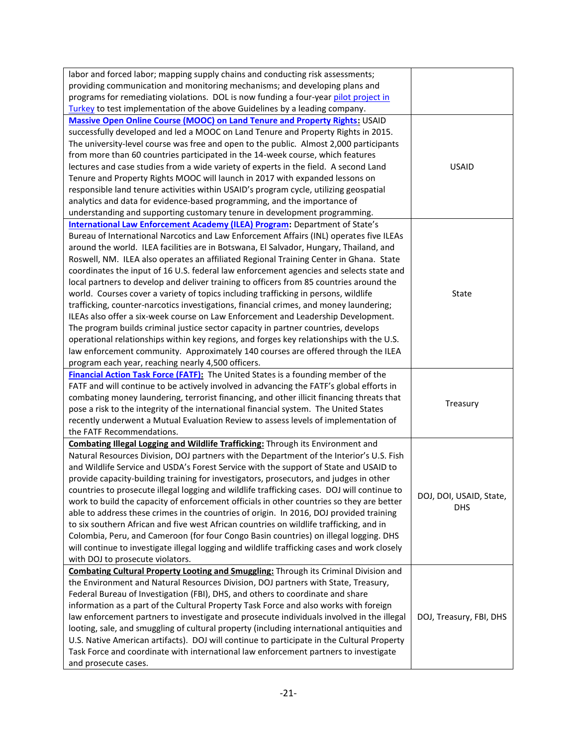| | |
|---|---|
| labor and forced labor; mapping supply chains and conducting risk assessments; providing communication and monitoring mechanisms; and developing plans and programs for remediating violations. DOL is now funding a four-year pilot project in Turkey to test implementation of the above Guidelines by a leading company. | |
| **Massive Open Online Course (MOOC) on Land Tenure and Property Rights:** USAID successfully developed and led a MOOC on Land Tenure and Property Rights in 2015. The university-level course was free and open to the public. Almost 2,000 participants from more than 60 countries participated in the 14-week course, which features lectures and case studies from a wide variety of experts in the field. A second Land Tenure and Property Rights MOOC will launch in 2017 with expanded lessons on responsible land tenure activities within USAID's program cycle, utilizing geospatial analytics and data for evidence-based programming, and the importance of understanding and supporting customary tenure in development programming. | USAID |
| **International Law Enforcement Academy (ILEA) Program:** Department of State's Bureau of International Narcotics and Law Enforcement Affairs (INL) operates five ILEAs around the world. ILEA facilities are in Botswana, El Salvador, Hungary, Thailand, and Roswell, NM. ILEA also operates an affiliated Regional Training Center in Ghana. State coordinates the input of 16 U.S. federal law enforcement agencies and selects state and local partners to develop and deliver training to officers from 85 countries around the world. Courses cover a variety of topics including trafficking in persons, wildlife trafficking, counter-narcotics investigations, financial crimes, and money laundering; ILEAs also offer a six-week course on Law Enforcement and Leadership Development. The program builds criminal justice sector capacity in partner countries, develops operational relationships within key regions, and forges key relationships with the U.S. law enforcement community. Approximately 140 courses are offered through the ILEA program each year, reaching nearly 4,500 officers. | State |
| **Financial Action Task Force (FATF):** The United States is a founding member of the FATF and will continue to be actively involved in advancing the FATF's global efforts in combating money laundering, terrorist financing, and other illicit financing threats that pose a risk to the integrity of the international financial system. The United States recently underwent a Mutual Evaluation Review to assess levels of implementation of the FATF Recommendations. | Treasury |
| **Combating Illegal Logging and Wildlife Trafficking:** Through its Environment and Natural Resources Division, DOJ partners with the Department of the Interior's U.S. Fish and Wildlife Service and USDA's Forest Service with the support of State and USAID to provide capacity-building training for investigators, prosecutors, and judges in other countries to prosecute illegal logging and wildlife trafficking cases. DOJ will continue to work to build the capacity of enforcement officials in other countries so they are better able to address these crimes in the countries of origin. In 2016, DOJ provided training to six southern African and five west African countries on wildlife trafficking, and in Colombia, Peru, and Cameroon (for four Congo Basin countries) on illegal logging. DHS will continue to investigate illegal logging and wildlife trafficking cases and work closely with DOJ to prosecute violators. | DOJ, DOI, USAID, State, DHS |
| **Combating Cultural Property Looting and Smuggling:** Through its Criminal Division and the Environment and Natural Resources Division, DOJ partners with State, Treasury, Federal Bureau of Investigation (FBI), DHS, and others to coordinate and share information as a part of the Cultural Property Task Force and also works with foreign law enforcement partners to investigate and prosecute individuals involved in the illegal looting, sale, and smuggling of cultural property (including international antiquities and U.S. Native American artifacts). DOJ will continue to participate in the Cultural Property Task Force and coordinate with international law enforcement partners to investigate and prosecute cases. | DOJ, Treasury, FBI, DHS |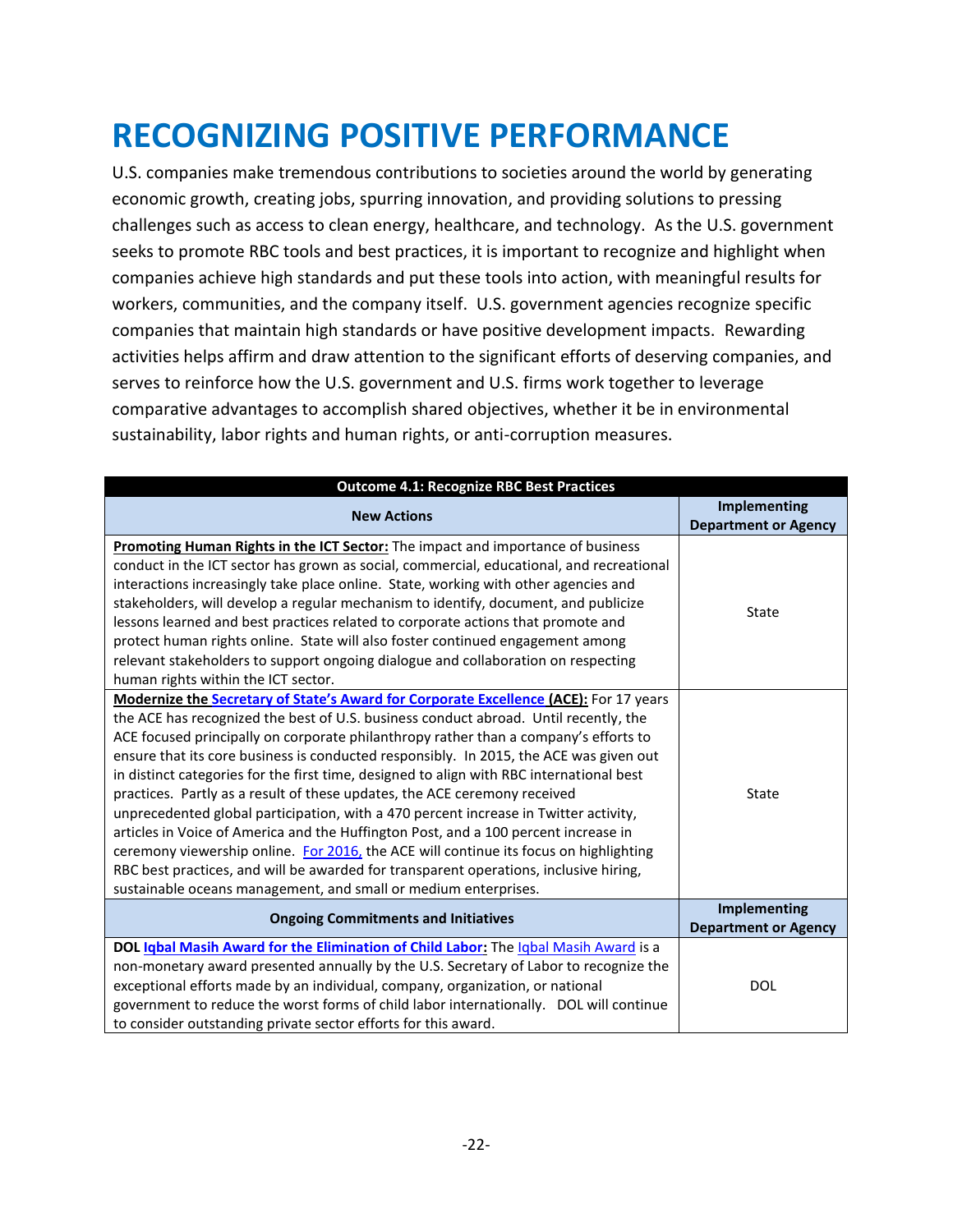# RECOGNIZING POSITIVE PERFORMANCE

U.S. companies make tremendous contributions to societies around the world by generating economic growth, creating jobs, spurring innovation, and providing solutions to pressing challenges such as access to clean energy, healthcare, and technology. As the U.S. government seeks to promote RBC tools and best practices, it is important to recognize and highlight when companies achieve high standards and put these tools into action, with meaningful results for workers, communities, and the company itself. U.S. government agencies recognize specific companies that maintain high standards or have positive development impacts. Rewarding activities helps affirm and draw attention to the significant efforts of deserving companies, and serves to reinforce how the U.S. government and U.S. firms work together to leverage comparative advantages to accomplish shared objectives, whether it be in environmental sustainability, labor rights and human rights, or anti-corruption measures.

| Outcome 4.1: Recognize RBC Best Practices | |
|---|---|
| **New Actions** | **Implementing Department or Agency** |
| **Promoting Human Rights in the ICT Sector:** The impact and importance of business conduct in the ICT sector has grown as social, commercial, educational, and recreational interactions increasingly take place online. State, working with other agencies and stakeholders, will develop a regular mechanism to identify, document, and publicize lessons learned and best practices related to corporate actions that promote and protect human rights online. State will also foster continued engagement among relevant stakeholders to support ongoing dialogue and collaboration on respecting human rights within the ICT sector. | State |
| **Modernize the Secretary of State's Award for Corporate Excellence (ACE):** For 17 years the ACE has recognized the best of U.S. business conduct abroad. Until recently, the ACE focused principally on corporate philanthropy rather than a company's efforts to ensure that its core business is conducted responsibly. In 2015, the ACE was given out in distinct categories for the first time, designed to align with RBC international best practices. Partly as a result of these updates, the ACE ceremony received unprecedented global participation, with a 470 percent increase in Twitter activity, articles in Voice of America and the Huffington Post, and a 100 percent increase in ceremony viewership online. For 2016, the ACE will continue its focus on highlighting RBC best practices, and will be awarded for transparent operations, inclusive hiring, sustainable oceans management, and small or medium enterprises. | State |
| **Ongoing Commitments and Initiatives** | **Implementing Department or Agency** |
| **DOL Iqbal Masih Award for the Elimination of Child Labor:** The Iqbal Masih Award is a non-monetary award presented annually by the U.S. Secretary of Labor to recognize the exceptional efforts made by an individual, company, organization, or national government to reduce the worst forms of child labor internationally. DOL will continue to consider outstanding private sector efforts for this award. | DOL |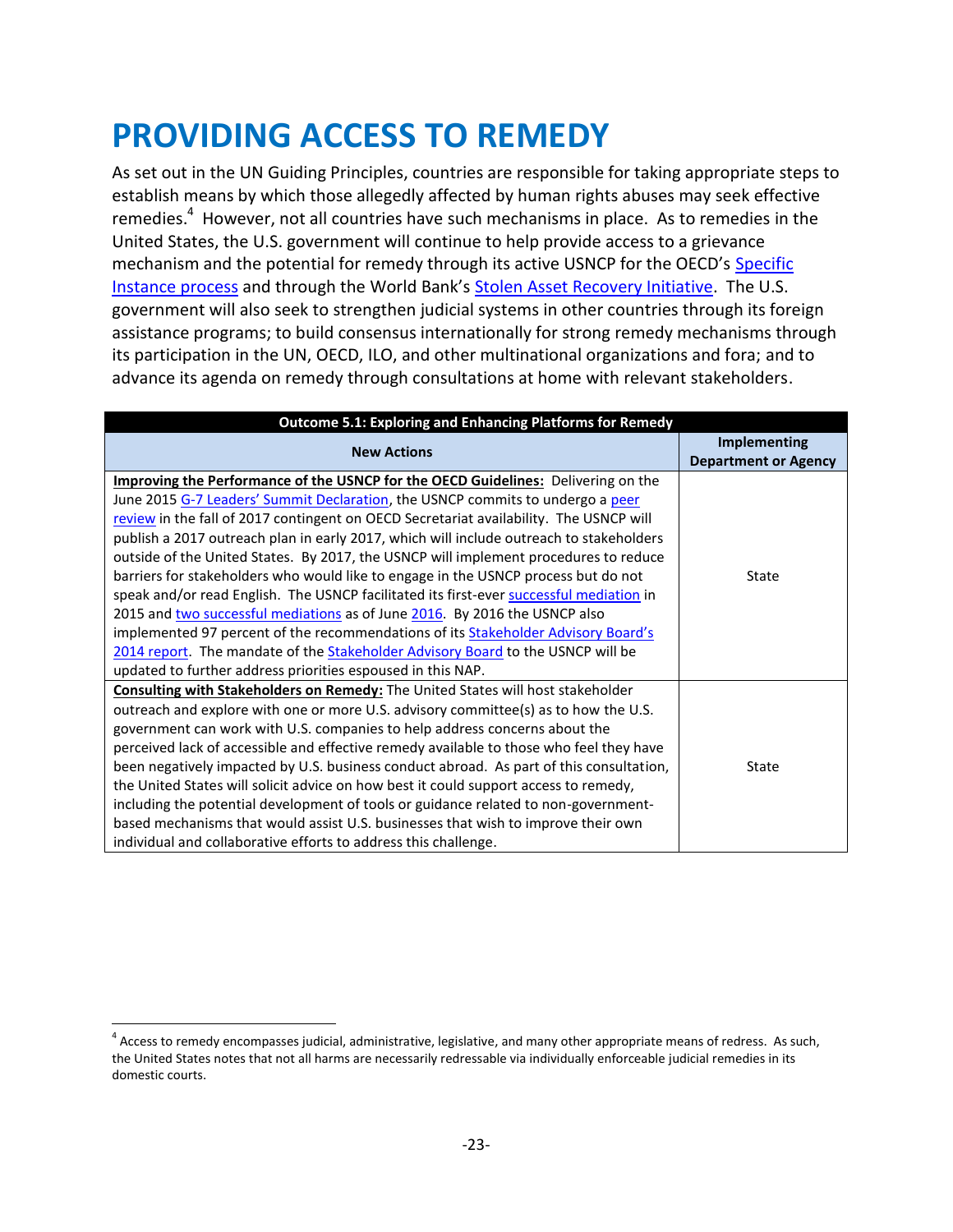# PROVIDING ACCESS TO REMEDY

As set out in the UN Guiding Principles, countries are responsible for taking appropriate steps to establish means by which those allegedly affected by human rights abuses may seek effective remedies.[4] However, not all countries have such mechanisms in place. As to remedies in the United States, the U.S. government will continue to help provide access to a grievance mechanism and the potential for remedy through its active USNCP for the OECD's Specific Instance process and through the World Bank's Stolen Asset Recovery Initiative. The U.S. government will also seek to strengthen judicial systems in other countries through its foreign assistance programs; to build consensus internationally for strong remedy mechanisms through its participation in the UN, OECD, ILO, and other multinational organizations and fora; and to advance its agenda on remedy through consultations at home with relevant stakeholders.

| **Outcome 5.1: Exploring and Enhancing Platforms for Remedy** | |
|---|---|
| **New Actions** | **Implementing Department or Agency** |
| **<u>Improving the Performance of the USNCP for the OECD Guidelines:</u>** Delivering on the June 2015 G-7 Leaders' Summit Declaration, the USNCP commits to undergo a peer review in the fall of 2017 contingent on OECD Secretariat availability. The USNCP will publish a 2017 outreach plan in early 2017, which will include outreach to stakeholders outside of the United States. By 2017, the USNCP will implement procedures to reduce barriers for stakeholders who would like to engage in the USNCP process but do not speak and/or read English. The USNCP facilitated its first-ever successful mediation in 2015 and two successful mediations as of June 2016. By 2016 the USNCP also implemented 97 percent of the recommendations of its Stakeholder Advisory Board's 2014 report. The mandate of the Stakeholder Advisory Board to the USNCP will be updated to further address priorities espoused in this NAP. | State |
| **<u>Consulting with Stakeholders on Remedy:</u>** The United States will host stakeholder outreach and explore with one or more U.S. advisory committee(s) as to how the U.S. government can work with U.S. companies to help address concerns about the perceived lack of accessible and effective remedy available to those who feel they have been negatively impacted by U.S. business conduct abroad. As part of this consultation, the United States will solicit advice on how best it could support access to remedy, including the potential development of tools or guidance related to non-government-based mechanisms that would assist U.S. businesses that wish to improve their own individual and collaborative efforts to address this challenge. | State |

[4] Access to remedy encompasses judicial, administrative, legislative, and many other appropriate means of redress. As such, the United States notes that not all harms are necessarily redressable via individually enforceable judicial remedies in its domestic courts.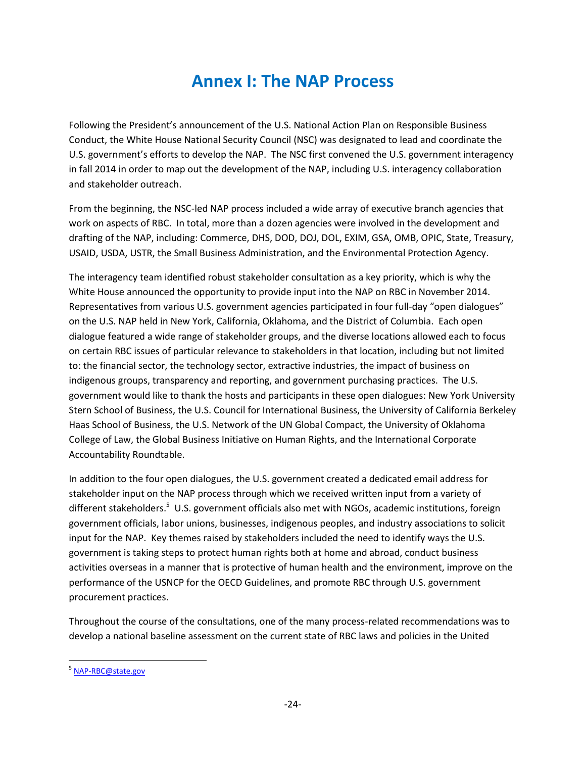# Annex I: The NAP Process

Following the President's announcement of the U.S. National Action Plan on Responsible Business Conduct, the White House National Security Council (NSC) was designated to lead and coordinate the U.S. government's efforts to develop the NAP. The NSC first convened the U.S. government interagency in fall 2014 in order to map out the development of the NAP, including U.S. interagency collaboration and stakeholder outreach.

From the beginning, the NSC-led NAP process included a wide array of executive branch agencies that work on aspects of RBC. In total, more than a dozen agencies were involved in the development and drafting of the NAP, including: Commerce, DHS, DOD, DOJ, DOL, EXIM, GSA, OMB, OPIC, State, Treasury, USAID, USDA, USTR, the Small Business Administration, and the Environmental Protection Agency.

The interagency team identified robust stakeholder consultation as a key priority, which is why the White House announced the opportunity to provide input into the NAP on RBC in November 2014. Representatives from various U.S. government agencies participated in four full-day "open dialogues" on the U.S. NAP held in New York, California, Oklahoma, and the District of Columbia. Each open dialogue featured a wide range of stakeholder groups, and the diverse locations allowed each to focus on certain RBC issues of particular relevance to stakeholders in that location, including but not limited to: the financial sector, the technology sector, extractive industries, the impact of business on indigenous groups, transparency and reporting, and government purchasing practices. The U.S. government would like to thank the hosts and participants in these open dialogues: New York University Stern School of Business, the U.S. Council for International Business, the University of California Berkeley Haas School of Business, the U.S. Network of the UN Global Compact, the University of Oklahoma College of Law, the Global Business Initiative on Human Rights, and the International Corporate Accountability Roundtable.

In addition to the four open dialogues, the U.S. government created a dedicated email address for stakeholder input on the NAP process through which we received written input from a variety of different stakeholders.[5] U.S. government officials also met with NGOs, academic institutions, foreign government officials, labor unions, businesses, indigenous peoples, and industry associations to solicit input for the NAP. Key themes raised by stakeholders included the need to identify ways the U.S. government is taking steps to protect human rights both at home and abroad, conduct business activities overseas in a manner that is protective of human health and the environment, improve on the performance of the USNCP for the OECD Guidelines, and promote RBC through U.S. government procurement practices.

Throughout the course of the consultations, one of the many process-related recommendations was to develop a national baseline assessment on the current state of RBC laws and policies in the United

---

[5] NAP-RBC@state.gov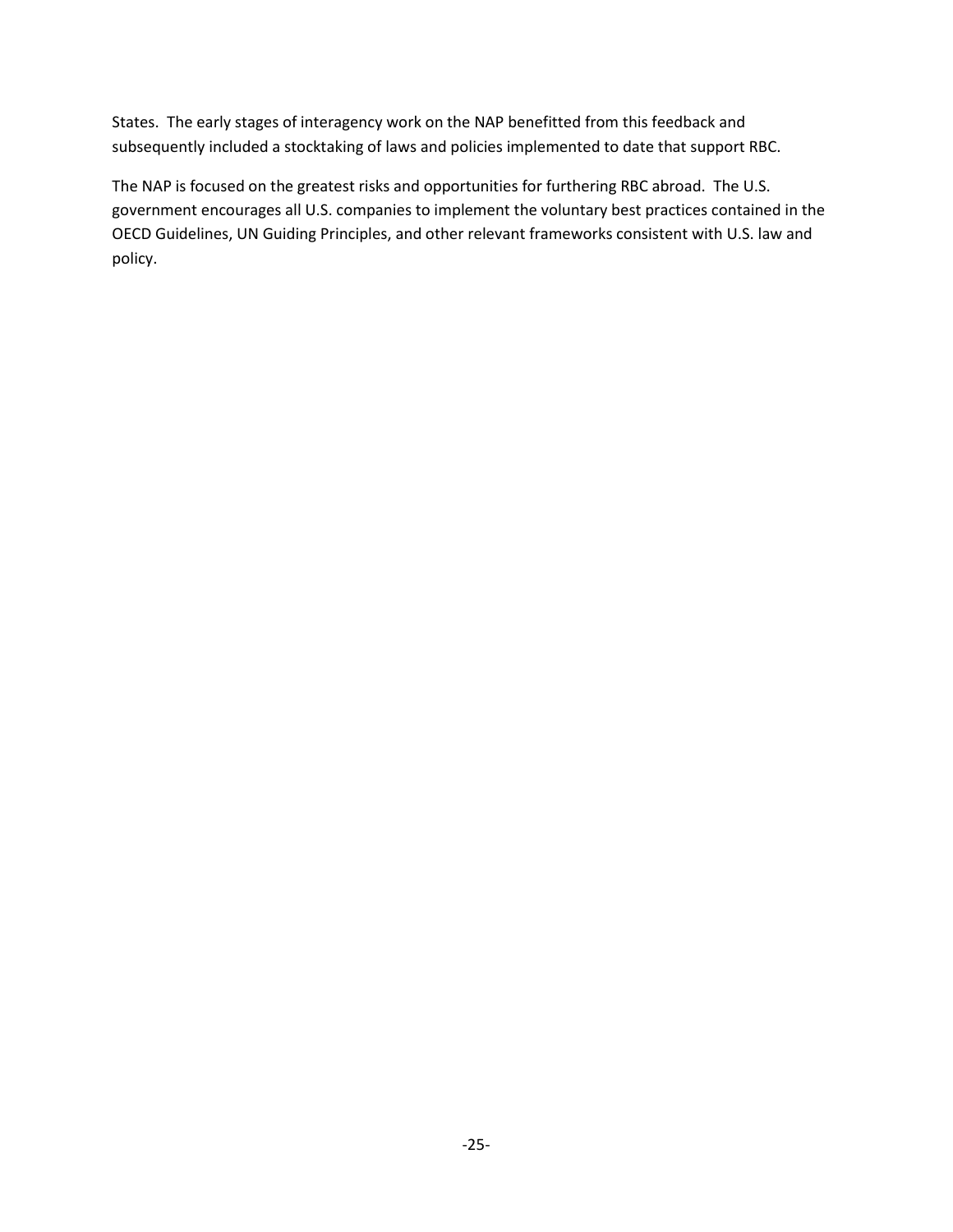States.  The early stages of interagency work on the NAP benefitted from this feedback and subsequently included a stocktaking of laws and policies implemented to date that support RBC.

The NAP is focused on the greatest risks and opportunities for furthering RBC abroad.  The U.S. government encourages all U.S. companies to implement the voluntary best practices contained in the OECD Guidelines, UN Guiding Principles, and other relevant frameworks consistent with U.S. law and policy.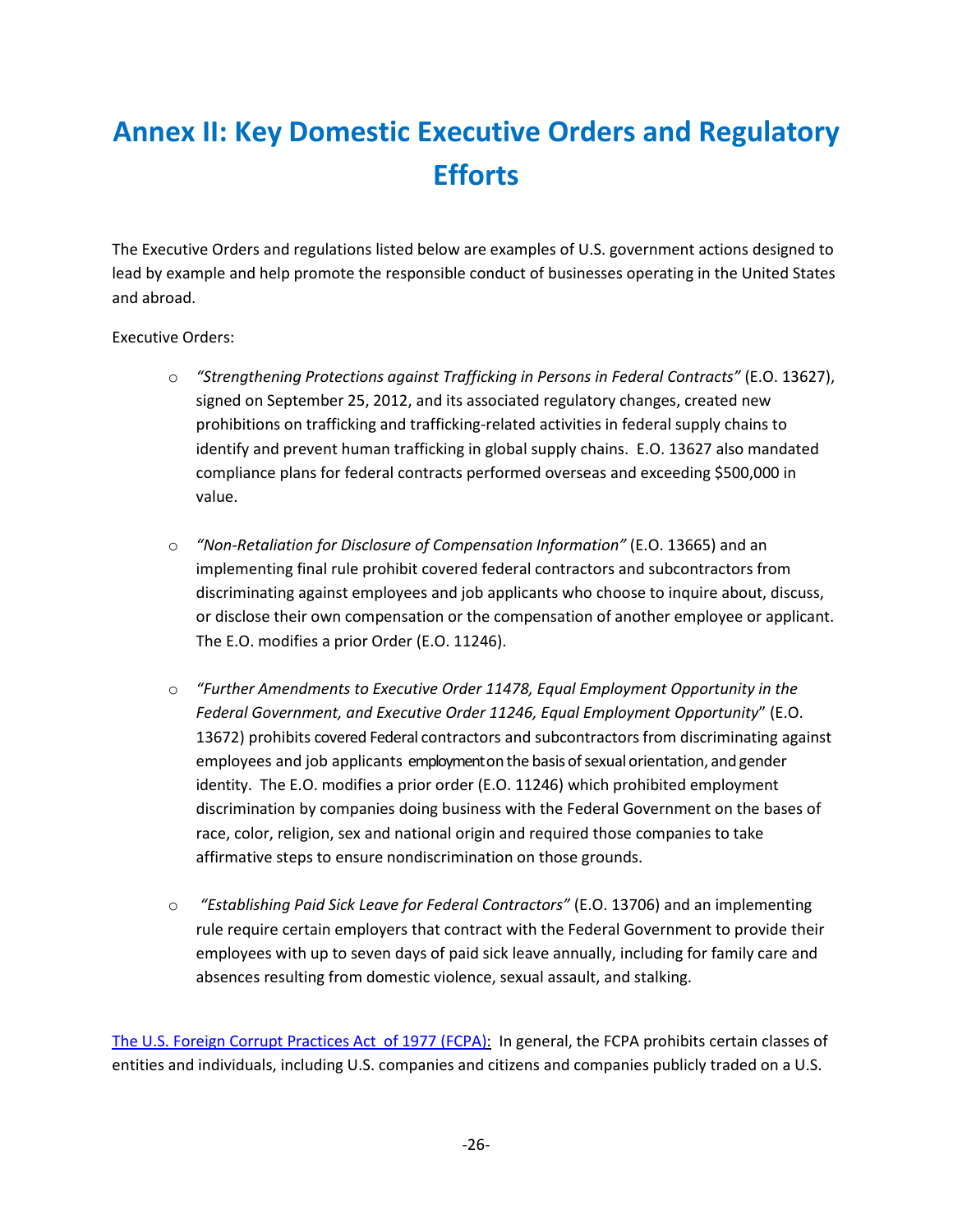# Annex II: Key Domestic Executive Orders and Regulatory Efforts

The Executive Orders and regulations listed below are examples of U.S. government actions designed to lead by example and help promote the responsible conduct of businesses operating in the United States and abroad.

Executive Orders:

- *"Strengthening Protections against Trafficking in Persons in Federal Contracts"* (E.O. 13627), signed on September 25, 2012, and its associated regulatory changes, created new prohibitions on trafficking and trafficking-related activities in federal supply chains to identify and prevent human trafficking in global supply chains. E.O. 13627 also mandated compliance plans for federal contracts performed overseas and exceeding $500,000 in value.

- *"Non-Retaliation for Disclosure of Compensation Information"* (E.O. 13665) and an implementing final rule prohibit covered federal contractors and subcontractors from discriminating against employees and job applicants who choose to inquire about, discuss, or disclose their own compensation or the compensation of another employee or applicant. The E.O. modifies a prior Order (E.O. 11246).

- *"Further Amendments to Executive Order 11478, Equal Employment Opportunity in the Federal Government, and Executive Order 11246, Equal Employment Opportunity"* (E.O. 13672) prohibits covered Federal contractors and subcontractors from discriminating against employees and job applicants employment on the basis of sexual orientation, and gender identity. The E.O. modifies a prior order (E.O. 11246) which prohibited employment discrimination by companies doing business with the Federal Government on the bases of race, color, religion, sex and national origin and required those companies to take affirmative steps to ensure nondiscrimination on those grounds.

- *"Establishing Paid Sick Leave for Federal Contractors"* (E.O. 13706) and an implementing rule require certain employers that contract with the Federal Government to provide their employees with up to seven days of paid sick leave annually, including for family care and absences resulting from domestic violence, sexual assault, and stalking.

The U.S. Foreign Corrupt Practices Act of 1977 (FCPA): In general, the FCPA prohibits certain classes of entities and individuals, including U.S. companies and citizens and companies publicly traded on a U.S.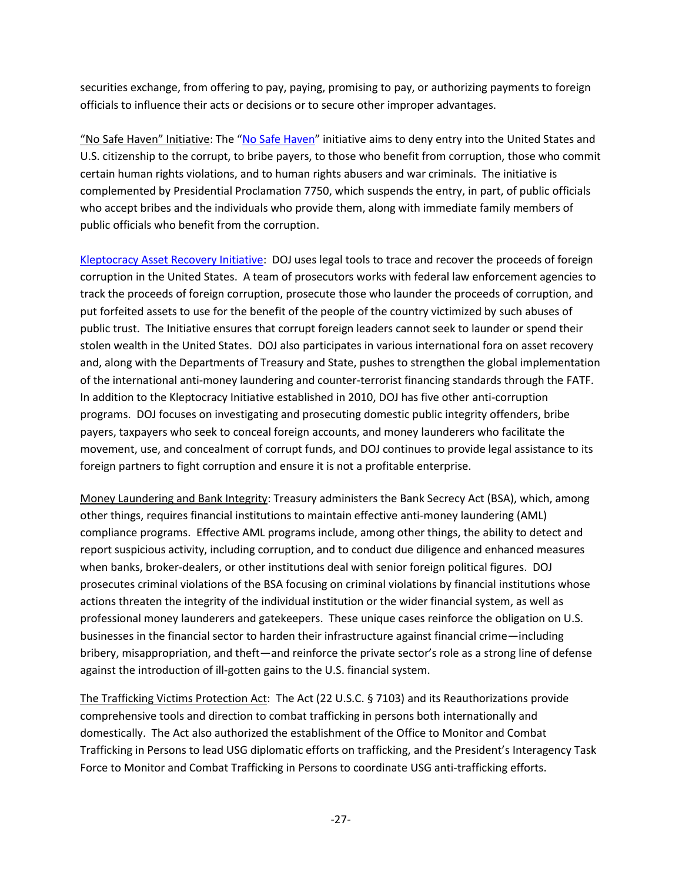securities exchange, from offering to pay, paying, promising to pay, or authorizing payments to foreign officials to influence their acts or decisions or to secure other improper advantages.

"No Safe Haven" Initiative: The "No Safe Haven" initiative aims to deny entry into the United States and U.S. citizenship to the corrupt, to bribe payers, to those who benefit from corruption, those who commit certain human rights violations, and to human rights abusers and war criminals. The initiative is complemented by Presidential Proclamation 7750, which suspends the entry, in part, of public officials who accept bribes and the individuals who provide them, along with immediate family members of public officials who benefit from the corruption.

Kleptocracy Asset Recovery Initiative: DOJ uses legal tools to trace and recover the proceeds of foreign corruption in the United States. A team of prosecutors works with federal law enforcement agencies to track the proceeds of foreign corruption, prosecute those who launder the proceeds of corruption, and put forfeited assets to use for the benefit of the people of the country victimized by such abuses of public trust. The Initiative ensures that corrupt foreign leaders cannot seek to launder or spend their stolen wealth in the United States. DOJ also participates in various international fora on asset recovery and, along with the Departments of Treasury and State, pushes to strengthen the global implementation of the international anti-money laundering and counter-terrorist financing standards through the FATF. In addition to the Kleptocracy Initiative established in 2010, DOJ has five other anti-corruption programs. DOJ focuses on investigating and prosecuting domestic public integrity offenders, bribe payers, taxpayers who seek to conceal foreign accounts, and money launderers who facilitate the movement, use, and concealment of corrupt funds, and DOJ continues to provide legal assistance to its foreign partners to fight corruption and ensure it is not a profitable enterprise.

Money Laundering and Bank Integrity: Treasury administers the Bank Secrecy Act (BSA), which, among other things, requires financial institutions to maintain effective anti-money laundering (AML) compliance programs. Effective AML programs include, among other things, the ability to detect and report suspicious activity, including corruption, and to conduct due diligence and enhanced measures when banks, broker-dealers, or other institutions deal with senior foreign political figures. DOJ prosecutes criminal violations of the BSA focusing on criminal violations by financial institutions whose actions threaten the integrity of the individual institution or the wider financial system, as well as professional money launderers and gatekeepers. These unique cases reinforce the obligation on U.S. businesses in the financial sector to harden their infrastructure against financial crime—including bribery, misappropriation, and theft—and reinforce the private sector's role as a strong line of defense against the introduction of ill-gotten gains to the U.S. financial system.

The Trafficking Victims Protection Act: The Act (22 U.S.C. § 7103) and its Reauthorizations provide comprehensive tools and direction to combat trafficking in persons both internationally and domestically. The Act also authorized the establishment of the Office to Monitor and Combat Trafficking in Persons to lead USG diplomatic efforts on trafficking, and the President's Interagency Task Force to Monitor and Combat Trafficking in Persons to coordinate USG anti-trafficking efforts.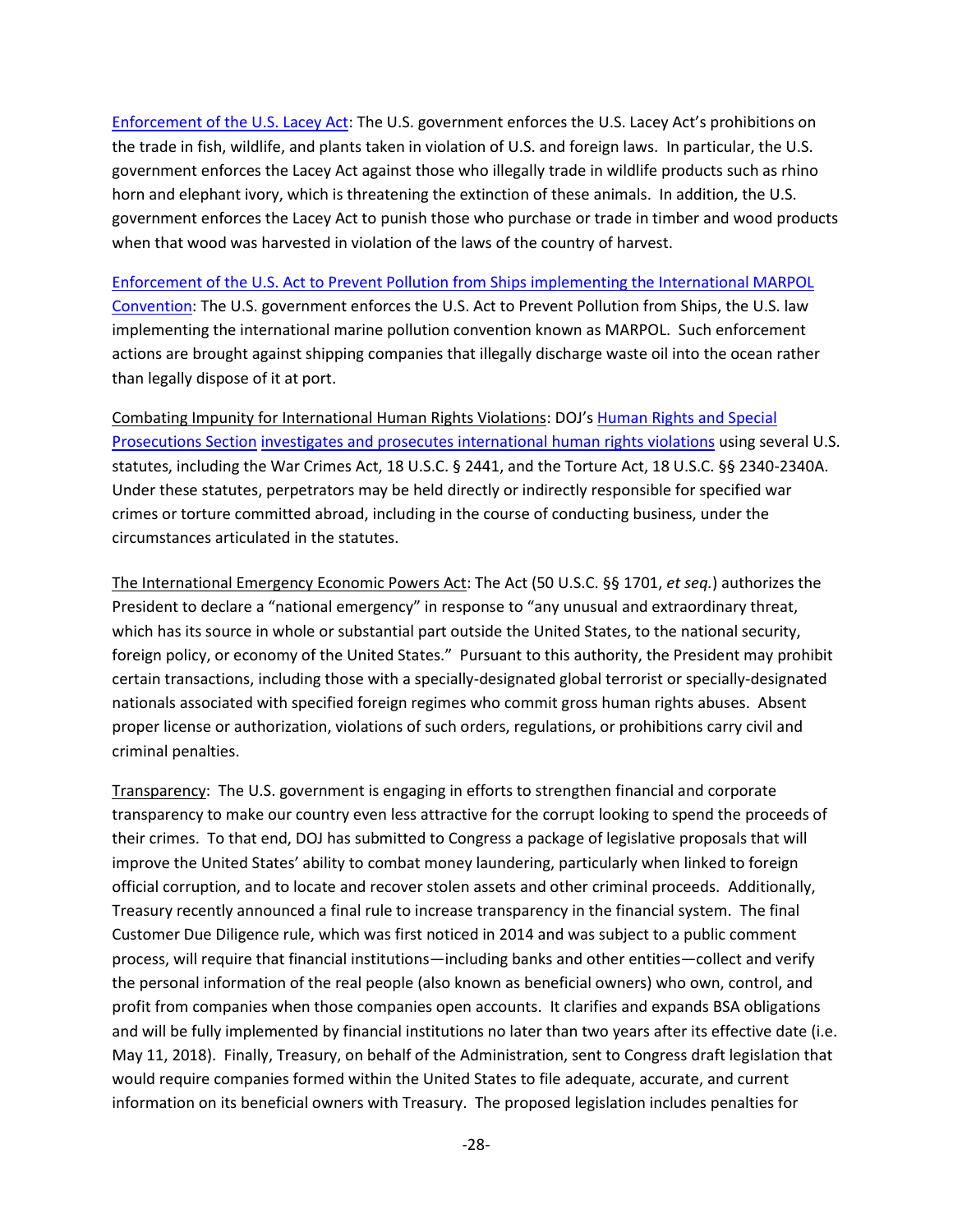Enforcement of the U.S. Lacey Act: The U.S. government enforces the U.S. Lacey Act's prohibitions on the trade in fish, wildlife, and plants taken in violation of U.S. and foreign laws. In particular, the U.S. government enforces the Lacey Act against those who illegally trade in wildlife products such as rhino horn and elephant ivory, which is threatening the extinction of these animals. In addition, the U.S. government enforces the Lacey Act to punish those who purchase or trade in timber and wood products when that wood was harvested in violation of the laws of the country of harvest.

Enforcement of the U.S. Act to Prevent Pollution from Ships implementing the International MARPOL Convention: The U.S. government enforces the U.S. Act to Prevent Pollution from Ships, the U.S. law implementing the international marine pollution convention known as MARPOL. Such enforcement actions are brought against shipping companies that illegally discharge waste oil into the ocean rather than legally dispose of it at port.

Combating Impunity for International Human Rights Violations: DOJ's Human Rights and Special Prosecutions Section investigates and prosecutes international human rights violations using several U.S. statutes, including the War Crimes Act, 18 U.S.C. § 2441, and the Torture Act, 18 U.S.C. §§ 2340-2340A. Under these statutes, perpetrators may be held directly or indirectly responsible for specified war crimes or torture committed abroad, including in the course of conducting business, under the circumstances articulated in the statutes.

The International Emergency Economic Powers Act: The Act (50 U.S.C. §§ 1701, *et seq.*) authorizes the President to declare a "national emergency" in response to "any unusual and extraordinary threat, which has its source in whole or substantial part outside the United States, to the national security, foreign policy, or economy of the United States." Pursuant to this authority, the President may prohibit certain transactions, including those with a specially-designated global terrorist or specially-designated nationals associated with specified foreign regimes who commit gross human rights abuses. Absent proper license or authorization, violations of such orders, regulations, or prohibitions carry civil and criminal penalties.

Transparency: The U.S. government is engaging in efforts to strengthen financial and corporate transparency to make our country even less attractive for the corrupt looking to spend the proceeds of their crimes. To that end, DOJ has submitted to Congress a package of legislative proposals that will improve the United States' ability to combat money laundering, particularly when linked to foreign official corruption, and to locate and recover stolen assets and other criminal proceeds. Additionally, Treasury recently announced a final rule to increase transparency in the financial system. The final Customer Due Diligence rule, which was first noticed in 2014 and was subject to a public comment process, will require that financial institutions—including banks and other entities—collect and verify the personal information of the real people (also known as beneficial owners) who own, control, and profit from companies when those companies open accounts. It clarifies and expands BSA obligations and will be fully implemented by financial institutions no later than two years after its effective date (i.e. May 11, 2018). Finally, Treasury, on behalf of the Administration, sent to Congress draft legislation that would require companies formed within the United States to file adequate, accurate, and current information on its beneficial owners with Treasury. The proposed legislation includes penalties for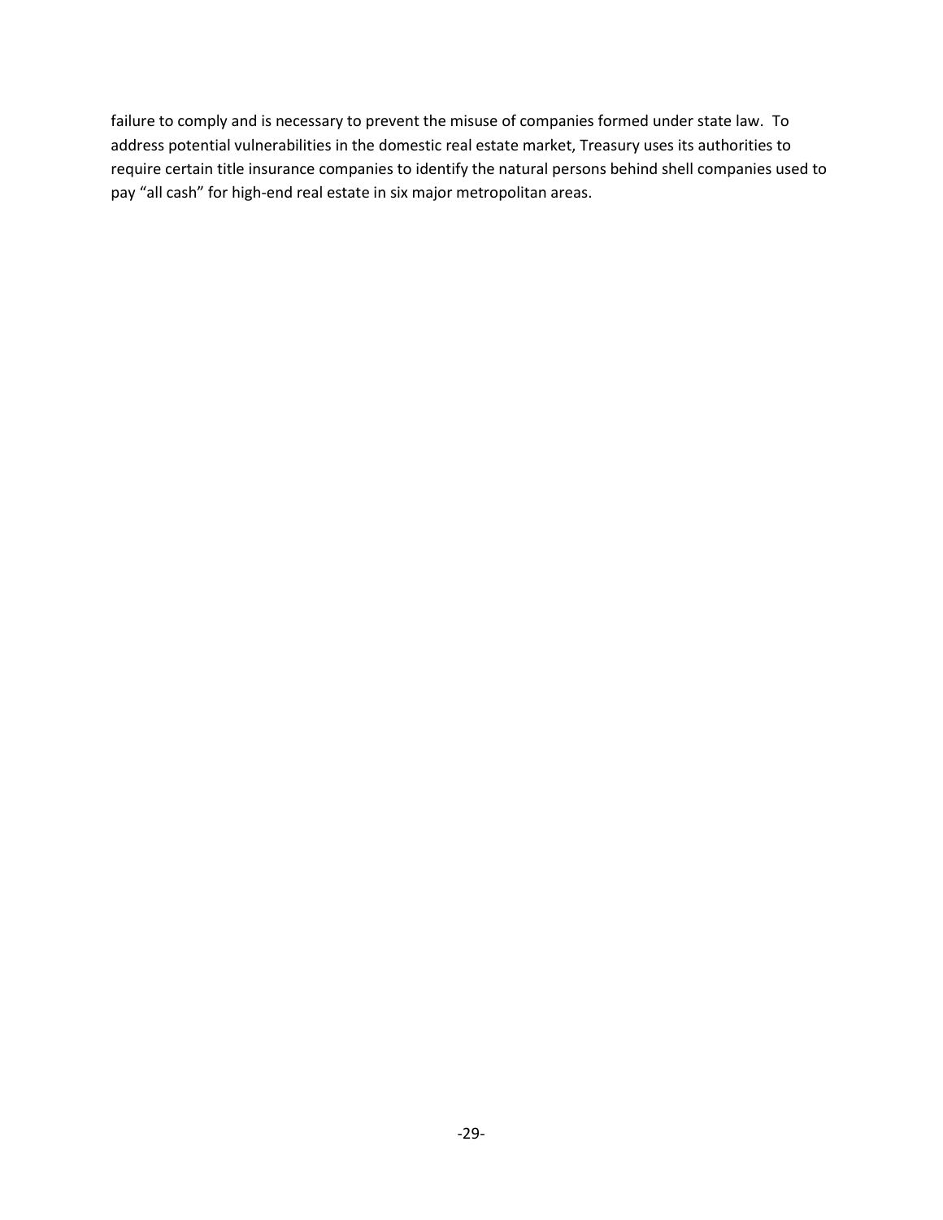failure to comply and is necessary to prevent the misuse of companies formed under state law. To address potential vulnerabilities in the domestic real estate market, Treasury uses its authorities to require certain title insurance companies to identify the natural persons behind shell companies used to pay “all cash” for high-end real estate in six major metropolitan areas.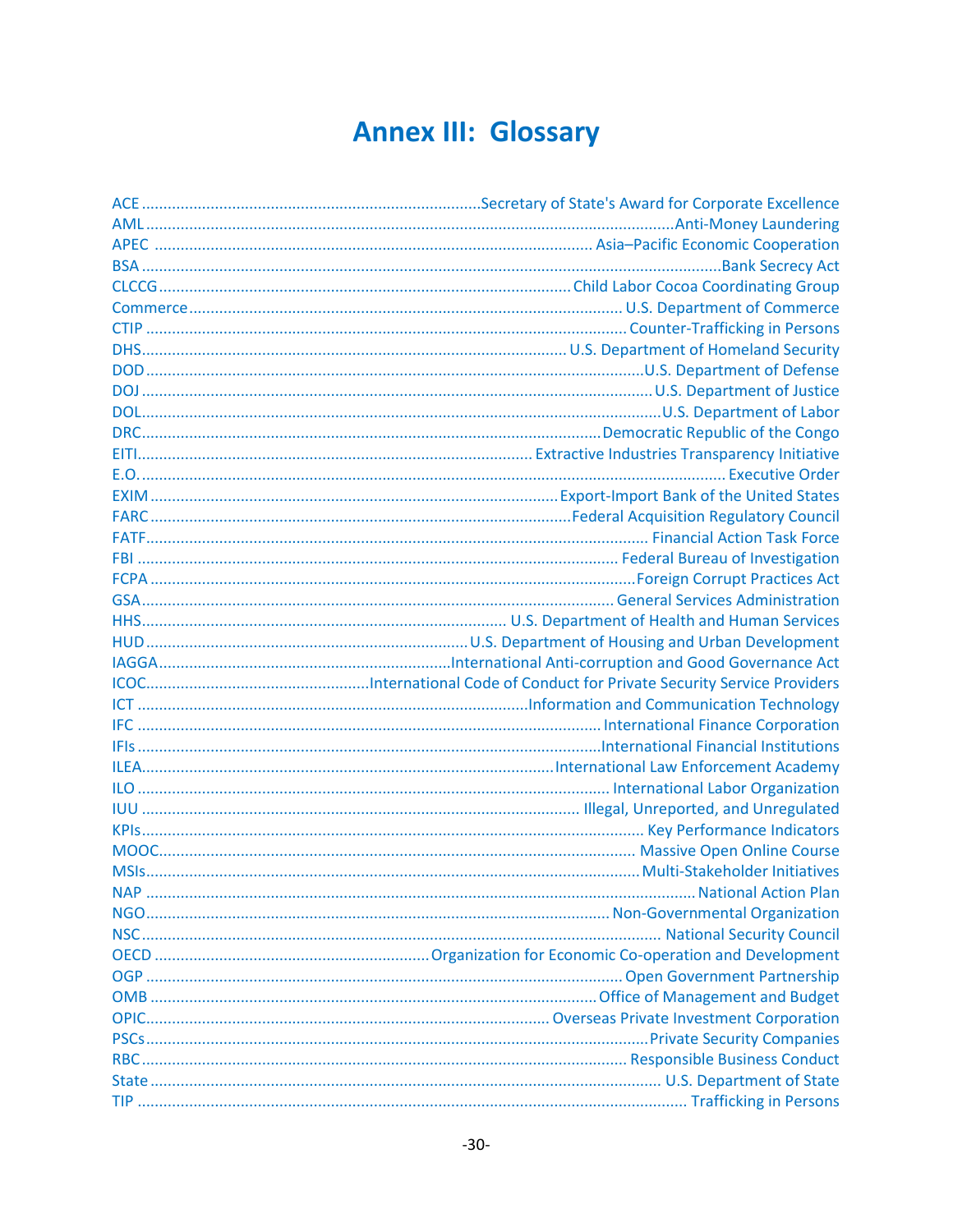# Annex III: Glossary

ACE ............................................................................Secretary of State's Award for Corporate Excellence
AML ..........................................................................................................................Anti-Money Laundering
APEC ..................................................................................................... Asia–Pacific Economic Cooperation
BSA ...................................................................................................................................Bank Secrecy Act
CLCCG ............................................................................................... Child Labor Cocoa Coordinating Group
Commerce ................................................................................................... U.S. Department of Commerce
CTIP ............................................................................................................. Counter-Trafficking in Persons
DHS................................................................................................. U.S. Department of Homeland Security
DOD ................................................................................................................U.S. Department of Defense
DOJ .................................................................................................................. U.S. Department of Justice
DOL...................................................................................................................U.S. Department of Labor
DRC..........................................................................................................Democratic Republic of the Congo
EITI.......................................................................................... Extractive Industries Transparency Initiative
E.O. ....................................................................................................................................... Executive Order
EXIM ..........................................................................................................Export-Import Bank of the United States
FARC ..............................................................................................Federal Acquisition Regulatory Council
FATF................................................................................................................... Financial Action Task Force
FBI .......................................................................................................... Federal Bureau of Investigation
FCPA ..........................................................................................................Foreign Corrupt Practices Act
GSA........................................................................................................... General Services Administration
HHS.................................................................................... U.S. Department of Health and Human Services
HUD ......................................................................... U.S. Department of Housing and Urban Development
IAGGA...................................................................International Anti-corruption and Good Governance Act
ICOC...................................................International Code of Conduct for Private Security Service Providers
ICT ........................................................................................................Information and Communication Technology
IFC ......................................................................................................... International Finance Corporation
IFIs ..........................................................................................................International Financial Institutions
ILEA...............................................................................................International Law Enforcement Academy
ILO ............................................................................................................ International Labor Organization
IUU ................................................................................................... Illegal, Unreported, and Unregulated
KPIs................................................................................................................... Key Performance Indicators
MOOC............................................................................................................. Massive Open Online Course
MSIs.................................................................................................................. Multi-Stakeholder Initiatives
NAP .............................................................................................................................. National Action Plan
NGO.......................................................................................................... Non-Governmental Organization
NSC....................................................................................................................... National Security Council
OECD ...............................................................Organization for Economic Co-operation and Development
OGP ........................................................................................................... Open Government Partnership
OMB ......................................................................................................Office of Management and Budget
OPIC.......................................................................................... Overseas Private Investment Corporation
PSCs.................................................................................................................... Private Security Companies
RBC............................................................................................................. Responsible Business Conduct
State ....................................................................................................................... U.S. Department of State
TIP .............................................................................................................................. Trafficking in Persons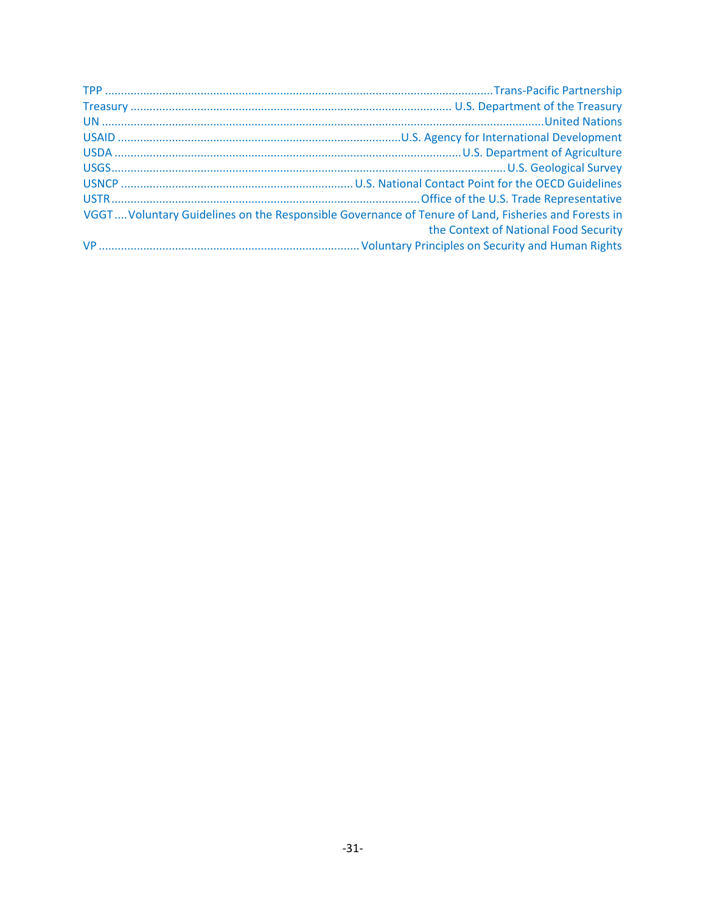TPP ........................................................................................................................ Trans-Pacific Partnership
Treasury .................................................................................................. U.S. Department of the Treasury
UN ........................................................................................................................................ United Nations
USAID ........................................................................................ U.S. Agency for International Development
USDA ........................................................................................................ U.S. Department of Agriculture
USGS ............................................................................................................................ U.S. Geological Survey
USNCP ........................................................................ U.S. National Contact Point for the OECD Guidelines
USTR ................................................................................................... Office of the U.S. Trade Representative
VGGT .... Voluntary Guidelines on the Responsible Governance of Tenure of Land, Fisheries and Forests in the Context of National Food Security
VP ................................................................................. Voluntary Principles on Security and Human Rights